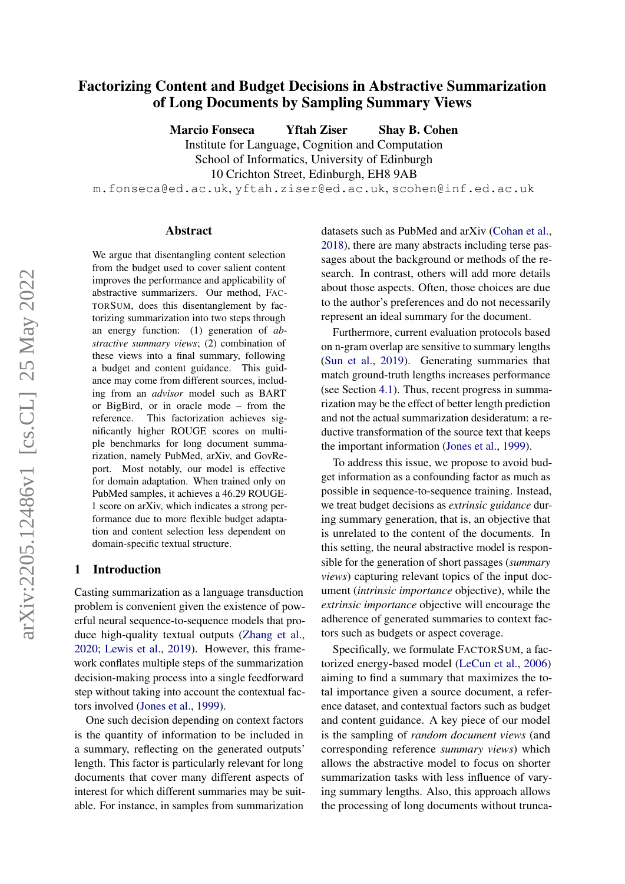# Factorizing Content and Budget Decisions in Abstractive Summarization of Long Documents by Sampling Summary Views

**Marcio Fonseca** **Yftah Ziser** **Shay B. Cohen**

Institute for Language, Cognition and Computation
School of Informatics, University of Edinburgh
10 Crichton Street, Edinburgh, EH8 9AB

m.fonseca@ed.ac.uk, yftah.ziser@ed.ac.uk, scohen@inf.ed.ac.uk

## Abstract

We argue that disentangling content selection from the budget used to cover salient content improves the performance and applicability of abstractive summarizers. Our method, FACTORSUM, does this disentanglement by factorizing summarization into two steps through an energy function: (1) generation of *abstractive summary views*; (2) combination of these views into a final summary, following a budget and content guidance. This guidance may come from different sources, including from an *advisor* model such as BART or BigBird, or in oracle mode – from the reference. This factorization achieves significantly higher ROUGE scores on multiple benchmarks for long document summarization, namely PubMed, arXiv, and GovReport. Most notably, our model is effective for domain adaptation. When trained only on PubMed samples, it achieves a 46.29 ROUGE-1 score on arXiv, which indicates a strong performance due to more flexible budget adaptation and content selection less dependent on domain-specific textual structure.

## 1 Introduction

Casting summarization as a language transduction problem is convenient given the existence of powerful neural sequence-to-sequence models that produce high-quality textual outputs (Zhang et al., 2020; Lewis et al., 2019). However, this framework conflates multiple steps of the summarization decision-making process into a single feedforward step without taking into account the contextual factors involved (Jones et al., 1999).

One such decision depending on context factors is the quantity of information to be included in a summary, reflecting on the generated outputs' length. This factor is particularly relevant for long documents that cover many different aspects of interest for which different summaries may be suitable. For instance, in samples from summarization datasets such as PubMed and arXiv (Cohan et al., 2018), there are many abstracts including terse passages about the background or methods of the research. In contrast, others will add more details about those aspects. Often, those choices are due to the author's preferences and do not necessarily represent an ideal summary for the document.

Furthermore, current evaluation protocols based on n-gram overlap are sensitive to summary lengths (Sun et al., 2019). Generating summaries that match ground-truth lengths increases performance (see Section 4.1). Thus, recent progress in summarization may be the effect of better length prediction and not the actual summarization desideratum: a reductive transformation of the source text that keeps the important information (Jones et al., 1999).

To address this issue, we propose to avoid budget information as a confounding factor as much as possible in sequence-to-sequence training. Instead, we treat budget decisions as *extrinsic guidance* during summary generation, that is, an objective that is unrelated to the content of the documents. In this setting, the neural abstractive model is responsible for the generation of short passages (*summary views*) capturing relevant topics of the input document (*intrinsic importance* objective), while the *extrinsic importance* objective will encourage the adherence of generated summaries to context factors such as budgets or aspect coverage.

Specifically, we formulate FACTORSUM, a factorized energy-based model (LeCun et al., 2006) aiming to find a summary that maximizes the total importance given a source document, a reference dataset, and contextual factors such as budget and content guidance. A key piece of our model is the sampling of *random document views* (and corresponding reference *summary views*) which allows the abstractive model to focus on shorter summarization tasks with less influence of varying summary lengths. Also, this approach allows the processing of long documents without trunca-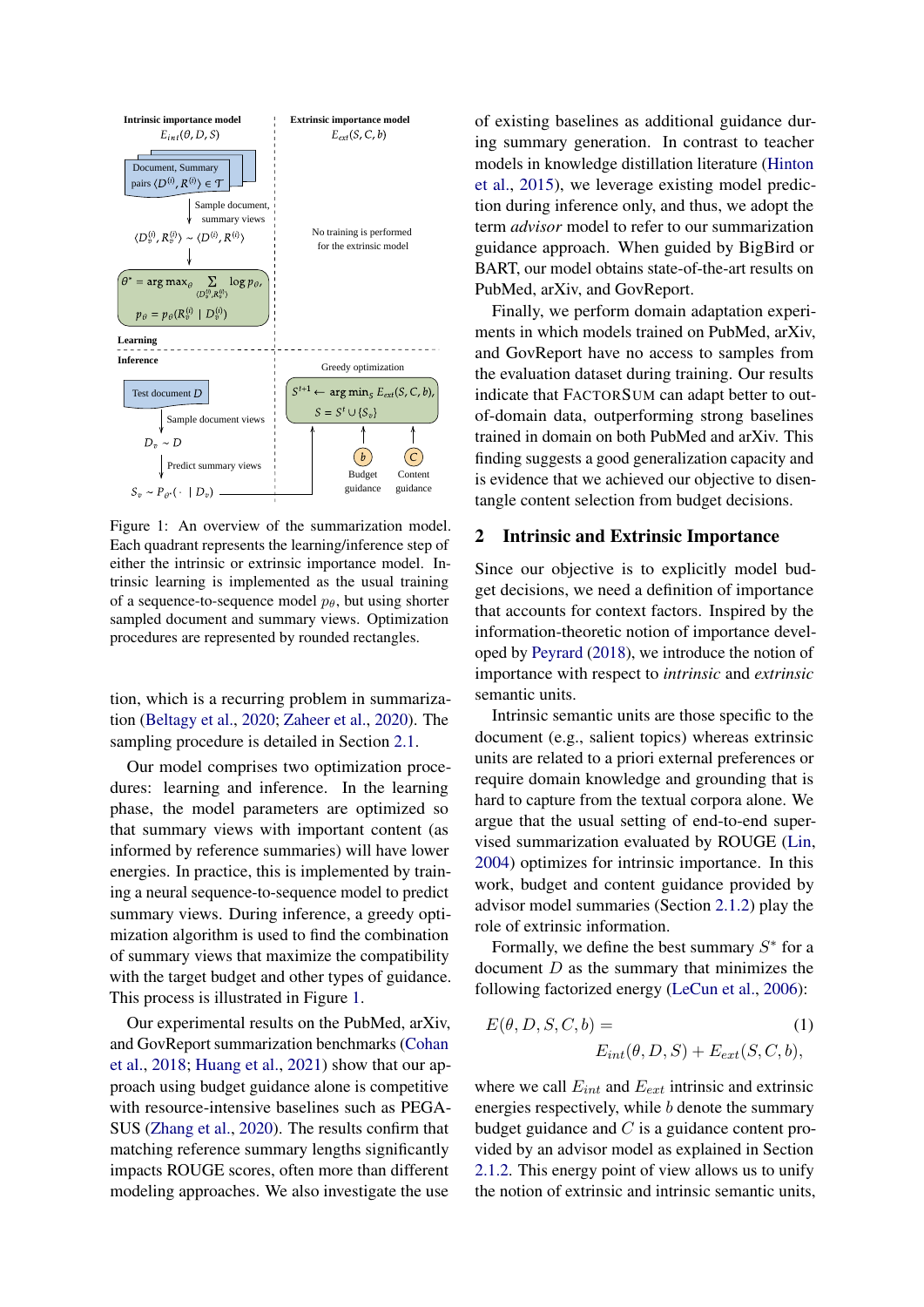Figure 1: An overview of the summarization model. Each quadrant represents the learning/inference step of either the intrinsic or extrinsic importance model. Intrinsic learning is implemented as the usual training of a sequence-to-sequence model $p_\theta$, but using shorter sampled document and summary views. Optimization procedures are represented by rounded rectangles.

tion, which is a recurring problem in summarization (Beltagy et al., 2020; Zaheer et al., 2020). The sampling procedure is detailed in Section 2.1.

Our model comprises two optimization procedures: learning and inference. In the learning phase, the model parameters are optimized so that summary views with important content (as informed by reference summaries) will have lower energies. In practice, this is implemented by training a neural sequence-to-sequence model to predict summary views. During inference, a greedy optimization algorithm is used to find the combination of summary views that maximize the compatibility with the target budget and other types of guidance. This process is illustrated in Figure 1.

Our experimental results on the PubMed, arXiv, and GovReport summarization benchmarks (Cohan et al., 2018; Huang et al., 2021) show that our approach using budget guidance alone is competitive with resource-intensive baselines such as PEGASUS (Zhang et al., 2020). The results confirm that matching reference summary lengths significantly impacts ROUGE scores, often more than different modeling approaches. We also investigate the use of existing baselines as additional guidance during summary generation. In contrast to teacher models in knowledge distillation literature (Hinton et al., 2015), we leverage existing model prediction during inference only, and thus, we adopt the term *advisor* model to refer to our summarization guidance approach. When guided by BigBird or BART, our model obtains state-of-the-art results on PubMed, arXiv, and GovReport.

Finally, we perform domain adaptation experiments in which models trained on PubMed, arXiv, and GovReport have no access to samples from the evaluation dataset during training. Our results indicate that FactorSum can adapt better to out-of-domain data, outperforming strong baselines trained in domain on both PubMed and arXiv. This finding suggests a good generalization capacity and is evidence that we achieved our objective to disentangle content selection from budget decisions.

## 2 Intrinsic and Extrinsic Importance

Since our objective is to explicitly model budget decisions, we need a definition of importance that accounts for context factors. Inspired by the information-theoretic notion of importance developed by Peyrard (2018), we introduce the notion of importance with respect to *intrinsic* and *extrinsic* semantic units.

Intrinsic semantic units are those specific to the document (e.g., salient topics) whereas extrinsic units are related to a priori external preferences or require domain knowledge and grounding that is hard to capture from the textual corpora alone. We argue that the usual setting of end-to-end supervised summarization evaluated by ROUGE (Lin, 2004) optimizes for intrinsic importance. In this work, budget and content guidance provided by advisor model summaries (Section 2.1.2) play the role of extrinsic information.

Formally, we define the best summary $S^*$ for a document $D$ as the summary that minimizes the following factorized energy (LeCun et al., 2006):

$$E(\theta, D, S, C, b) = E_{int}(\theta, D, S) + E_{ext}(S, C, b), \quad (1)$$

where we call $E_{int}$ and $E_{ext}$ intrinsic and extrinsic energies respectively, while $b$ denote the summary budget guidance and $C$ is a guidance content provided by an advisor model as explained in Section 2.1.2. This energy point of view allows us to unify the notion of extrinsic and intrinsic semantic units,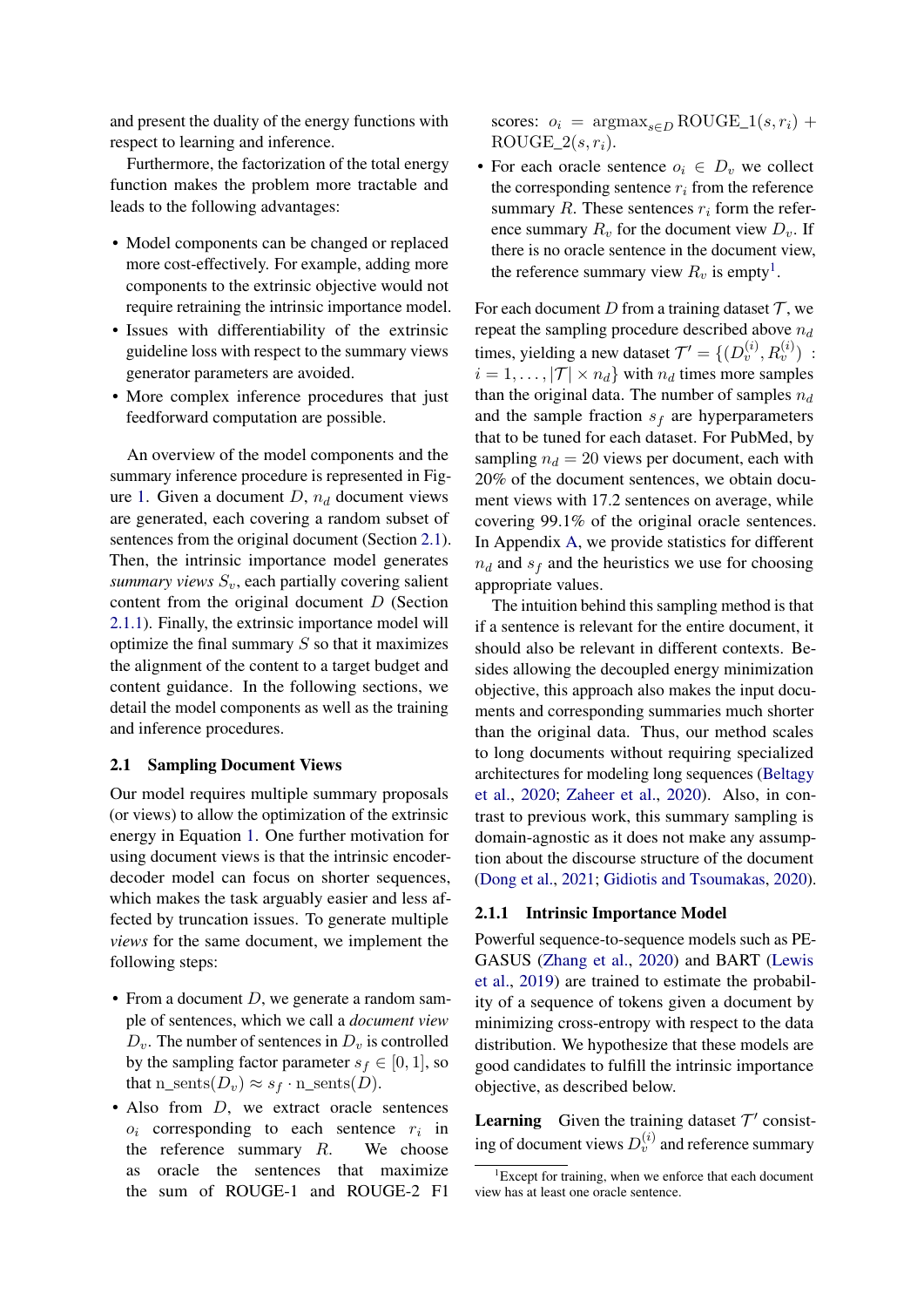and present the duality of the energy functions with respect to learning and inference.

Furthermore, the factorization of the total energy function makes the problem more tractable and leads to the following advantages:

- Model components can be changed or replaced more cost-effectively. For example, adding more components to the extrinsic objective would not require retraining the intrinsic importance model.
- Issues with differentiability of the extrinsic guideline loss with respect to the summary views generator parameters are avoided.
- More complex inference procedures that just feedforward computation are possible.

An overview of the model components and the summary inference procedure is represented in Figure 1. Given a document $D$, $n_d$ document views are generated, each covering a random subset of sentences from the original document (Section 2.1). Then, the intrinsic importance model generates *summary views* $S_v$, each partially covering salient content from the original document $D$ (Section 2.1.1). Finally, the extrinsic importance model will optimize the final summary $S$ so that it maximizes the alignment of the content to a target budget and content guidance. In the following sections, we detail the model components as well as the training and inference procedures.

## 2.1 Sampling Document Views

Our model requires multiple summary proposals (or views) to allow the optimization of the extrinsic energy in Equation 1. One further motivation for using document views is that the intrinsic encoder-decoder model can focus on shorter sequences, which makes the task arguably easier and less affected by truncation issues. To generate multiple *views* for the same document, we implement the following steps:

- From a document $D$, we generate a random sample of sentences, which we call a *document view* $D_v$. The number of sentences in $D_v$ is controlled by the sampling factor parameter $s_f \in [0, 1]$, so that $\text{n\_sents}(D_v) \approx s_f \cdot \text{n\_sents}(D)$.
- Also from $D$, we extract oracle sentences $o_i$ corresponding to each sentence $r_i$ in the reference summary $R$. We choose as oracle the sentences that maximize the sum of ROUGE-1 and ROUGE-2 F1 scores: $o_i = \text{argmax}_{s \in D} \text{ROUGE\_1}(s, r_i) + \text{ROUGE\_2}(s, r_i)$.
- For each oracle sentence $o_i \in D_v$ we collect the corresponding sentence $r_i$ from the reference summary $R$. These sentences $r_i$ form the reference summary $R_v$ for the document view $D_v$. If there is no oracle sentence in the document view, the reference summary view $R_v$ is empty[1].

For each document $D$ from a training dataset $\mathcal{T}$, we repeat the sampling procedure described above $n_d$ times, yielding a new dataset $\mathcal{T}' = \{(D_v^{(i)}, R_v^{(i)}) : i = 1, \ldots, |\mathcal{T}| \times n_d\}$ with $n_d$ times more samples than the original data. The number of samples $n_d$ and the sample fraction $s_f$ are hyperparameters that to be tuned for each dataset. For PubMed, by sampling $n_d = 20$ views per document, each with 20% of the document sentences, we obtain document views with 17.2 sentences on average, while covering 99.1% of the original oracle sentences. In Appendix A, we provide statistics for different $n_d$ and $s_f$ and the heuristics we use for choosing appropriate values.

The intuition behind this sampling method is that if a sentence is relevant for the entire document, it should also be relevant in different contexts. Besides allowing the decoupled energy minimization objective, this approach also makes the input documents and corresponding summaries much shorter than the original data. Thus, our method scales to long documents without requiring specialized architectures for modeling long sequences (Beltagy et al., 2020; Zaheer et al., 2020). Also, in contrast to previous work, this summary sampling is domain-agnostic as it does not make any assumption about the discourse structure of the document (Dong et al., 2021; Gidiotis and Tsoumakas, 2020).

### 2.1.1 Intrinsic Importance Model

Powerful sequence-to-sequence models such as PEGASUS (Zhang et al., 2020) and BART (Lewis et al., 2019) are trained to estimate the probability of a sequence of tokens given a document by minimizing cross-entropy with respect to the data distribution. We hypothesize that these models are good candidates to fulfill the intrinsic importance objective, as described below.

**Learning** Given the training dataset $\mathcal{T}'$ consisting of document views $D_v^{(i)}$ and reference summary

[1]Except for training, when we enforce that each document view has at least one oracle sentence.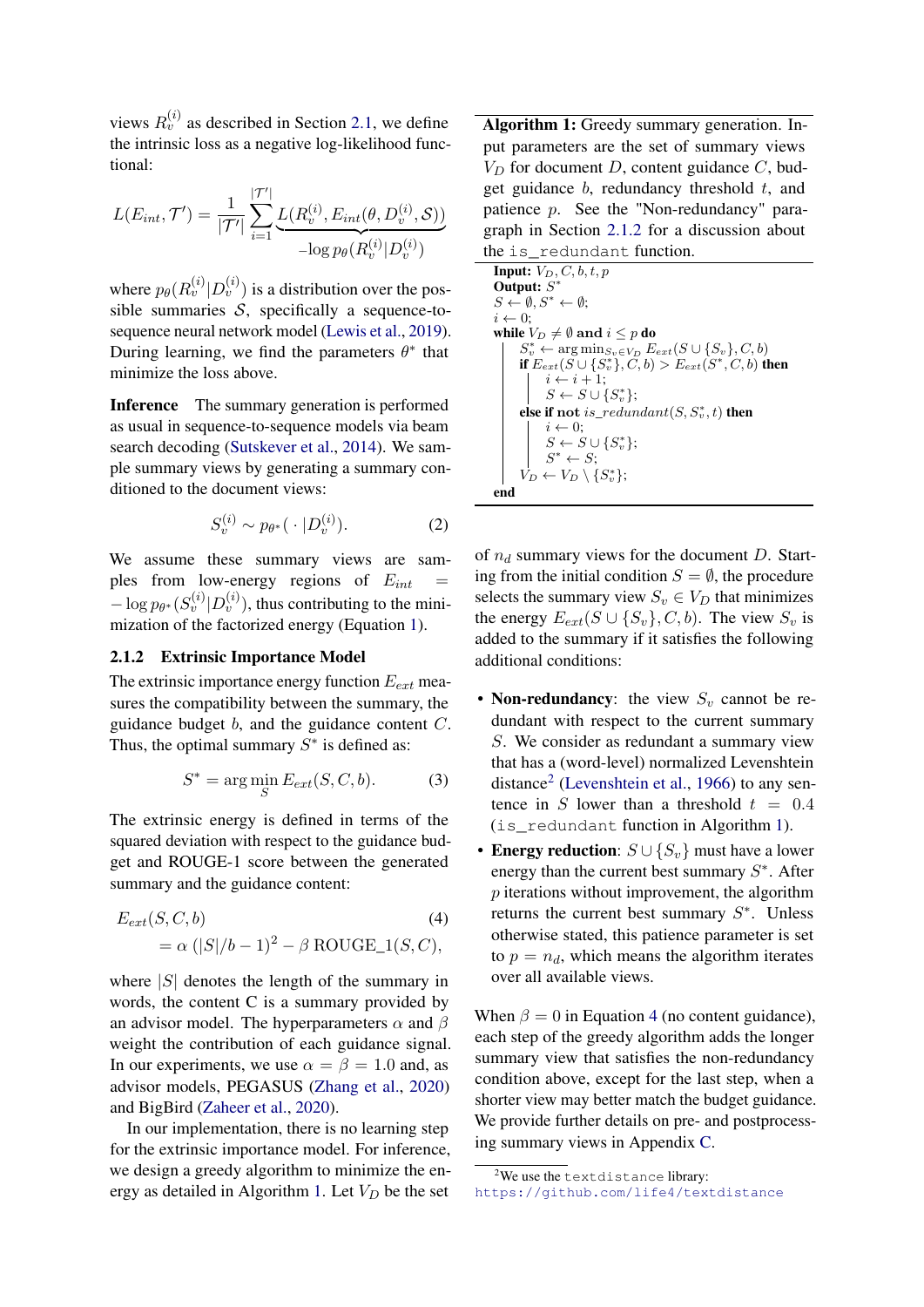views $R_v^{(i)}$ as described in Section 2.1, we define the intrinsic loss as a negative log-likelihood function:

$$L(E_{int}, \mathcal{T}') = \frac{1}{|\mathcal{T}'|} \sum_{i=1}^{|\mathcal{T}'|} \underbrace{L(R_v^{(i)}, E_{int}(\theta, D_v^{(i)}, \mathcal{S}))}_{-\log p_\theta(R_v^{(i)}|D_v^{(i)})}$$

where $p_\theta(R_v^{(i)}|D_v^{(i)})$ is a distribution over the possible summaries $\mathcal{S}$, specifically a sequence-to-sequence neural network model (Lewis et al., 2019). During learning, we find the parameters $\theta^*$ that minimize the loss above.

**Inference** The summary generation is performed as usual in sequence-to-sequence models via beam search decoding (Sutskever et al., 2014). We sample summary views by generating a summary conditioned to the document views:

$$S_v^{(i)} \sim p_{\theta^*}(\,\cdot\,|D_v^{(i)}). \tag{2}$$

We assume these summary views are samples from low-energy regions of $E_{int} = -\log p_{\theta^*}(S_v^{(i)}|D_v^{(i)})$, thus contributing to the minimization of the factorized energy (Equation 1).

### 2.1.2 Extrinsic Importance Model

The extrinsic importance energy function $E_{ext}$ measures the compatibility between the summary, the guidance budget $b$, and the guidance content $C$. Thus, the optimal summary $S^*$ is defined as:

$$S^* = \arg\min_S E_{ext}(S, C, b). \tag{3}$$

The extrinsic energy is defined in terms of the squared deviation with respect to the guidance budget and ROUGE-1 score between the generated summary and the guidance content:

$$\begin{aligned} &E_{ext}(S, C, b) \\ &= \alpha\,(|S|/b - 1)^2 - \beta\ \text{ROUGE\_1}(S, C), \end{aligned} \tag{4}$$

where $|S|$ denotes the length of the summary in words, the content C is a summary provided by an advisor model. The hyperparameters $\alpha$ and $\beta$ weight the contribution of each guidance signal. In our experiments, we use $\alpha = \beta = 1.0$ and, as advisor models, PEGASUS (Zhang et al., 2020) and BigBird (Zaheer et al., 2020).

In our implementation, there is no learning step for the extrinsic importance model. For inference, we design a greedy algorithm to minimize the energy as detailed in Algorithm 1. Let $V_D$ be the set of $n_d$ summary views for the document $D$. Starting from the initial condition $S = \emptyset$, the procedure selects the summary view $S_v \in V_D$ that minimizes the energy $E_{ext}(S \cup \{S_v\}, C, b)$. The view $S_v$ is added to the summary if it satisfies the following additional conditions:

- **Non-redundancy**: the view $S_v$ cannot be redundant with respect to the current summary $S$. We consider as redundant a summary view that has a (word-level) normalized Levenshtein distance[2] (Levenshtein et al., 1966) to any sentence in $S$ lower than a threshold $t = 0.4$ (`is_redundant` function in Algorithm 1).
- **Energy reduction**: $S \cup \{S_v\}$ must have a lower energy than the current best summary $S^*$. After $p$ iterations without improvement, the algorithm returns the current best summary $S^*$. Unless otherwise stated, this patience parameter is set to $p = n_d$, which means the algorithm iterates over all available views.

When $\beta = 0$ in Equation 4 (no content guidance), each step of the greedy algorithm adds the longer summary view that satisfies the non-redundancy condition above, except for the last step, when a shorter view may better match the budget guidance. We provide further details on pre- and postprocessing summary views in Appendix C.

**Algorithm 1:** Greedy summary generation. Input parameters are the set of summary views $V_D$ for document $D$, content guidance $C$, budget guidance $b$, redundancy threshold $t$, and patience $p$. See the "Non-redundancy" paragraph in Section 2.1.2 for a discussion about the `is_redundant` function.

```
Input: V_D, C, b, t, p
Output: S*
S ← ∅, S* ← ∅;
i ← 0;
while V_D ≠ ∅ and i ≤ p do
    S_v* ← arg min_{S_v ∈ V_D} E_ext(S ∪ {S_v}, C, b)
    if E_ext(S ∪ {S_v*}, C, b) > E_ext(S*, C, b) then
        i ← i + 1;
        S ← S ∪ {S_v*};
    else if not is_redundant(S, S_v*, t) then
        i ← 0;
        S ← S ∪ {S_v*};
        S* ← S;
    V_D ← V_D \ {S_v*};
end
```

[2] We use the `textdistance` library: https://github.com/life4/textdistance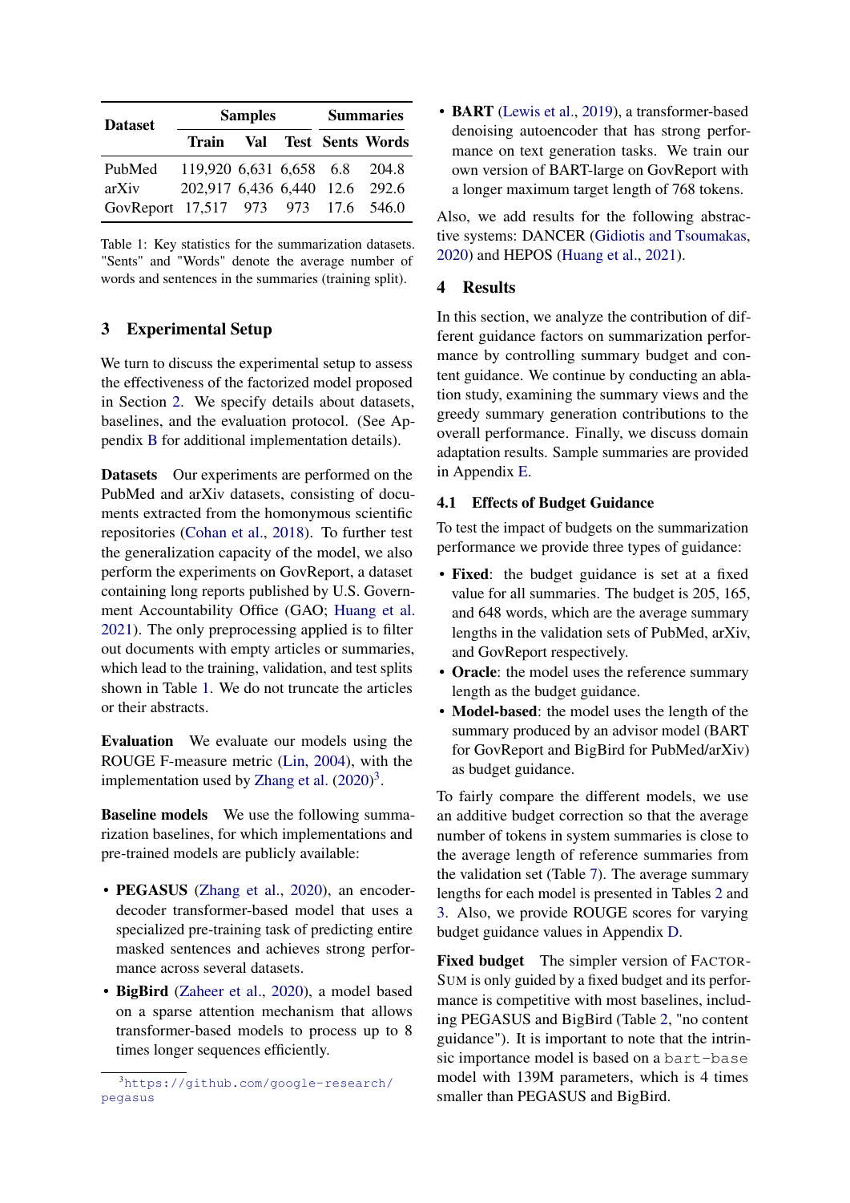| Dataset | Samples | | | Summaries | |
|---|---|---|---|---|---|
| | Train | Val | Test | Sents | Words |
| PubMed | 119,920 | 6,631 | 6,658 | 6.8 | 204.8 |
| arXiv | 202,917 | 6,436 | 6,440 | 12.6 | 292.6 |
| GovReport | 17,517 | 973 | 973 | 17.6 | 546.0 |

Table 1: Key statistics for the summarization datasets. "Sents" and "Words" denote the average number of words and sentences in the summaries (training split).

## 3 Experimental Setup

We turn to discuss the experimental setup to assess the effectiveness of the factorized model proposed in Section 2. We specify details about datasets, baselines, and the evaluation protocol. (See Appendix B for additional implementation details).

**Datasets** Our experiments are performed on the PubMed and arXiv datasets, consisting of documents extracted from the homonymous scientific repositories (Cohan et al., 2018). To further test the generalization capacity of the model, we also perform the experiments on GovReport, a dataset containing long reports published by U.S. Government Accountability Office (GAO; Huang et al. 2021). The only preprocessing applied is to filter out documents with empty articles or summaries, which lead to the training, validation, and test splits shown in Table 1. We do not truncate the articles or their abstracts.

**Evaluation** We evaluate our models using the ROUGE F-measure metric (Lin, 2004), with the implementation used by Zhang et al. (2020)[3].

**Baseline models** We use the following summarization baselines, for which implementations and pre-trained models are publicly available:

- **PEGASUS** (Zhang et al., 2020), an encoder-decoder transformer-based model that uses a specialized pre-training task of predicting entire masked sentences and achieves strong performance across several datasets.
- **BigBird** (Zaheer et al., 2020), a model based on a sparse attention mechanism that allows transformer-based models to process up to 8 times longer sequences efficiently.
- **BART** (Lewis et al., 2019), a transformer-based denoising autoencoder that has strong performance on text generation tasks. We train our own version of BART-large on GovReport with a longer maximum target length of 768 tokens.

Also, we add results for the following abstractive systems: DANCER (Gidiotis and Tsoumakas, 2020) and HEPOS (Huang et al., 2021).

[3] https://github.com/google-research/pegasus

## 4 Results

In this section, we analyze the contribution of different guidance factors on summarization performance by controlling summary budget and content guidance. We continue by conducting an ablation study, examining the summary views and the greedy summary generation contributions to the overall performance. Finally, we discuss domain adaptation results. Sample summaries are provided in Appendix E.

### 4.1 Effects of Budget Guidance

To test the impact of budgets on the summarization performance we provide three types of guidance:

- **Fixed**: the budget guidance is set at a fixed value for all summaries. The budget is 205, 165, and 648 words, which are the average summary lengths in the validation sets of PubMed, arXiv, and GovReport respectively.
- **Oracle**: the model uses the reference summary length as the budget guidance.
- **Model-based**: the model uses the length of the summary produced by an advisor model (BART for GovReport and BigBird for PubMed/arXiv) as budget guidance.

To fairly compare the different models, we use an additive budget correction so that the average number of tokens in system summaries is close to the average length of reference summaries from the validation set (Table 7). The average summary lengths for each model is presented in Tables 2 and 3. Also, we provide ROUGE scores for varying budget guidance values in Appendix D.

**Fixed budget** The simpler version of FACTORSUM is only guided by a fixed budget and its performance is competitive with most baselines, including PEGASUS and BigBird (Table 2, "no content guidance"). It is important to note that the intrinsic importance model is based on a `bart-base` model with 139M parameters, which is 4 times smaller than PEGASUS and BigBird.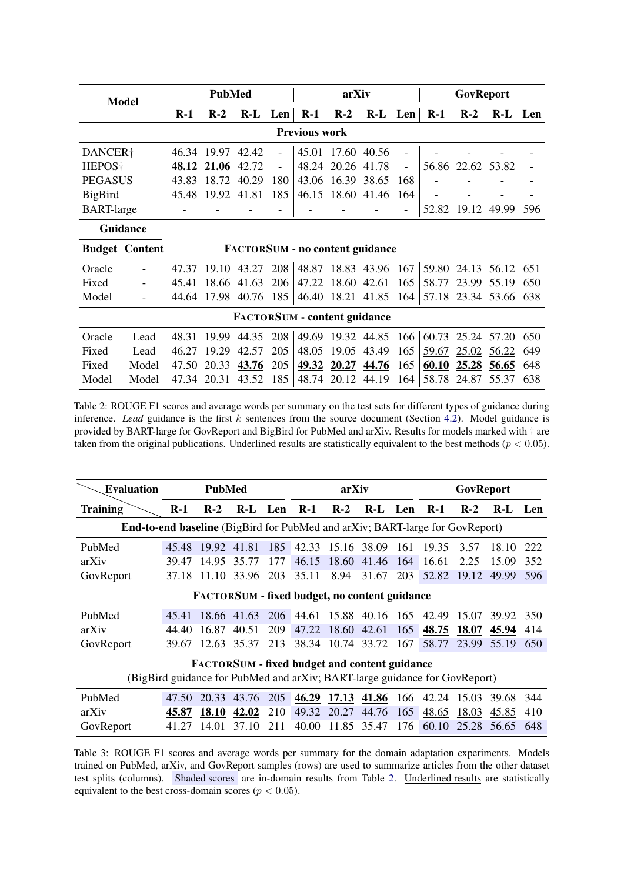| Model | | PubMed | | | | arXiv | | | | GovReport | | | |
|---|---|---|---|---|---|---|---|---|---|---|---|---|---|
| | | R-1 | R-2 | R-L | Len | R-1 | R-2 | R-L | Len | R-1 | R-2 | R-L | Len |
| **Previous work** | | | | | | | | | | | | | |
| DANCER† | | 46.34 | 19.97 | 42.42 | - | 45.01 | 17.60 | 40.56 | - | - | - | - | - |
| HEPOS† | | **48.12** | **21.06** | 42.72 | - | 48.24 | 20.26 | 41.78 | - | 56.86 | 22.62 | 53.82 | - |
| PEGASUS | | 43.83 | 18.72 | 40.29 | 180 | 43.06 | 16.39 | 38.65 | 168 | - | - | - | - |
| BigBird | | 45.48 | 19.92 | 41.81 | 185 | 46.15 | 18.60 | 41.46 | 164 | - | - | - | - |
| BART-large | | - | - | - | - | - | - | - | - | 52.82 | 19.12 | 49.99 | 596 |
| **Guidance** | | | | | | | | | | | | | |
| **Budget** | **Content** | **FACTORSUM - no content guidance** | | | | | | | | | | | |
| Oracle | - | 47.37 | 19.10 | 43.27 | 208 | 48.87 | 18.83 | 43.96 | 167 | 59.80 | 24.13 | 56.12 | 651 |
| Fixed | - | 45.41 | 18.66 | 41.63 | 206 | 47.22 | 18.60 | 42.61 | 165 | 58.77 | 23.99 | 55.19 | 650 |
| Model | - | 44.64 | 17.98 | 40.76 | 185 | 46.40 | 18.21 | 41.85 | 164 | 57.18 | 23.34 | 53.66 | 638 |
| **FACTORSUM - content guidance** | | | | | | | | | | | | | |
| Oracle | Lead | 48.31 | 19.99 | 44.35 | 208 | 49.69 | 19.32 | 44.85 | 166 | 60.73 | 25.24 | 57.20 | 650 |
| Fixed | Lead | 46.27 | 19.29 | 42.57 | 205 | 48.05 | 19.05 | 43.49 | 165 | <u>59.67</u> | <u>25.02</u> | <u>56.22</u> | 649 |
| Fixed | Model | 47.50 | 20.33 | <u>**43.76**</u> | 205 | <u>**49.32**</u> | <u>**20.27**</u> | <u>**44.76**</u> | 165 | <u>**60.10**</u> | <u>**25.28**</u> | <u>**56.65**</u> | 648 |
| Model | Model | 47.34 | 20.31 | <u>43.52</u> | 185 | 48.74 | <u>20.12</u> | 44.19 | 164 | 58.78 | 24.87 | 55.37 | 638 |

Table 2: ROUGE F1 scores and average words per summary on the test sets for different types of guidance during inference. *Lead* guidance is the first $k$ sentences from the source document (Section 4.2). Model guidance is provided by BART-large for GovReport and BigBird for PubMed and arXiv. Results for models marked with † are taken from the original publications. <u>Underlined results</u> are statistically equivalent to the best methods ($p < 0.05$).

| Training \ Evaluation | PubMed | | | | arXiv | | | | GovReport | | | |
|---|---|---|---|---|---|---|---|---|---|---|---|---|
| | R-1 | R-2 | R-L | Len | R-1 | R-2 | R-L | Len | R-1 | R-2 | R-L | Len |
| **End-to-end baseline** (BigBird for PubMed and arXiv; BART-large for GovReport) | | | | | | | | | | | | |
| PubMed | 45.48 | 19.92 | 41.81 | 185 | 42.33 | 15.16 | 38.09 | 161 | 19.35 | 3.57 | 18.10 | 222 |
| arXiv | 39.47 | 14.95 | 35.77 | 177 | 46.15 | 18.60 | 41.46 | 164 | 16.61 | 2.25 | 15.09 | 352 |
| GovReport | 37.18 | 11.10 | 33.96 | 203 | 35.11 | 8.94 | 31.67 | 203 | 52.82 | 19.12 | 49.99 | 596 |
| **FACTORSUM - fixed budget, no content guidance** | | | | | | | | | | | | |
| PubMed | 45.41 | 18.66 | 41.63 | 206 | 44.61 | 15.88 | 40.16 | 165 | 42.49 | 15.07 | 39.92 | 350 |
| arXiv | 44.40 | 16.87 | 40.51 | 209 | 47.22 | 18.60 | 42.61 | 165 | <u>**48.75**</u> | <u>**18.07**</u> | <u>**45.94**</u> | 414 |
| GovReport | 39.67 | 12.63 | 35.37 | 213 | 38.34 | 10.74 | 33.72 | 167 | 58.77 | 23.99 | 55.19 | 650 |
| **FACTORSUM - fixed budget and content guidance** (BigBird guidance for PubMed and arXiv; BART-large guidance for GovReport) | | | | | | | | | | | | |
| PubMed | 47.50 | 20.33 | 43.76 | 205 | <u>**46.29**</u> | <u>**17.13**</u> | <u>**41.86**</u> | 166 | 42.24 | 15.03 | 39.68 | 344 |
| arXiv | <u>**45.87**</u> | <u>**18.10**</u> | <u>**42.02**</u> | 210 | 49.32 | 20.27 | 44.76 | 165 | <u>48.65</u> | <u>18.03</u> | <u>45.85</u> | 410 |
| GovReport | 41.27 | 14.01 | 37.10 | 211 | 40.00 | 11.85 | 35.47 | 176 | 60.10 | 25.28 | 56.65 | 648 |

Table 3: ROUGE F1 scores and average words per summary for the domain adaptation experiments. Models trained on PubMed, arXiv, and GovReport samples (rows) are used to summarize articles from the other dataset test splits (columns). Shaded scores are in-domain results from Table 2. <u>Underlined results</u> are statistically equivalent to the best cross-domain scores ($p < 0.05$).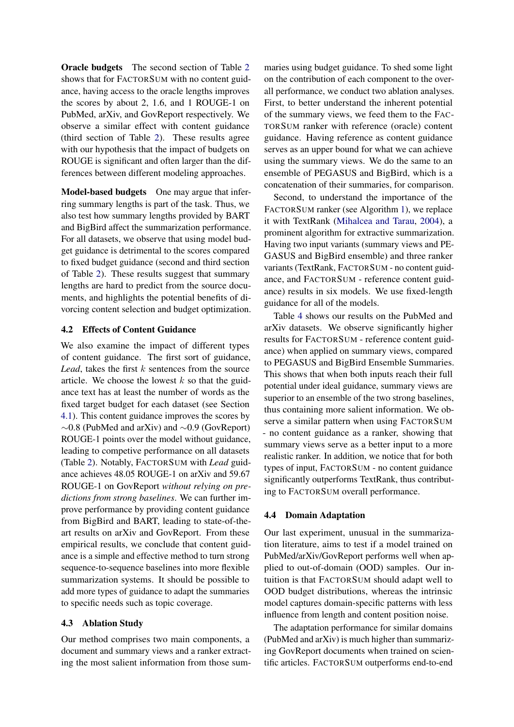**Oracle budgets** The second section of Table 2 shows that for FACTORSUM with no content guidance, having access to the oracle lengths improves the scores by about 2, 1.6, and 1 ROUGE-1 on PubMed, arXiv, and GovReport respectively. We observe a similar effect with content guidance (third section of Table 2). These results agree with our hypothesis that the impact of budgets on ROUGE is significant and often larger than the differences between different modeling approaches.

**Model-based budgets** One may argue that inferring summary lengths is part of the task. Thus, we also test how summary lengths provided by BART and BigBird affect the summarization performance. For all datasets, we observe that using model budget guidance is detrimental to the scores compared to fixed budget guidance (second and third section of Table 2). These results suggest that summary lengths are hard to predict from the source documents, and highlights the potential benefits of divorcing content selection and budget optimization.

### 4.2 Effects of Content Guidance

We also examine the impact of different types of content guidance. The first sort of guidance, *Lead*, takes the first $k$ sentences from the source article. We choose the lowest $k$ so that the guidance text has at least the number of words as the fixed target budget for each dataset (see Section 4.1). This content guidance improves the scores by $\sim$0.8 (PubMed and arXiv) and $\sim$0.9 (GovReport) ROUGE-1 points over the model without guidance, leading to competive performance on all datasets (Table 2). Notably, FACTORSUM with *Lead* guidance achieves 48.05 ROUGE-1 on arXiv and 59.67 ROUGE-1 on GovReport *without relying on predictions from strong baselines*. We can further improve performance by providing content guidance from BigBird and BART, leading to state-of-the-art results on arXiv and GovReport. From these empirical results, we conclude that content guidance is a simple and effective method to turn strong sequence-to-sequence baselines into more flexible summarization systems. It should be possible to add more types of guidance to adapt the summaries to specific needs such as topic coverage.

### 4.3 Ablation Study

Our method comprises two main components, a document and summary views and a ranker extracting the most salient information from those summaries using budget guidance. To shed some light on the contribution of each component to the overall performance, we conduct two ablation analyses. First, to better understand the inherent potential of the summary views, we feed them to the FACTORSUM ranker with reference (oracle) content guidance. Having reference as content guidance serves as an upper bound for what we can achieve using the summary views. We do the same to an ensemble of PEGASUS and BigBird, which is a concatenation of their summaries, for comparison.

Second, to understand the importance of the FACTORSUM ranker (see Algorithm 1), we replace it with TextRank (Mihalcea and Tarau, 2004), a prominent algorithm for extractive summarization. Having two input variants (summary views and PEGASUS and BigBird ensemble) and three ranker variants (TextRank, FACTORSUM - no content guidance, and FACTORSUM - reference content guidance) results in six models. We use fixed-length guidance for all of the models.

Table 4 shows our results on the PubMed and arXiv datasets. We observe significantly higher results for FACTORSUM - reference content guidance) when applied on summary views, compared to PEGASUS and BigBird Ensemble Summaries. This shows that when both inputs reach their full potential under ideal guidance, summary views are superior to an ensemble of the two strong baselines, thus containing more salient information. We observe a similar pattern when using FACTORSUM - no content guidance as a ranker, showing that summary views serve as a better input to a more realistic ranker. In addition, we notice that for both types of input, FACTORSUM - no content guidance significantly outperforms TextRank, thus contributing to FACTORSUM overall performance.

### 4.4 Domain Adaptation

Our last experiment, unusual in the summarization literature, aims to test if a model trained on PubMed/arXiv/GovReport performs well when applied to out-of-domain (OOD) samples. Our intuition is that FACTORSUM should adapt well to OOD budget distributions, whereas the intrinsic model captures domain-specific patterns with less influence from length and content position noise.

The adaptation performance for similar domains (PubMed and arXiv) is much higher than summarizing GovReport documents when trained on scientific articles. FACTORSUM outperforms end-to-end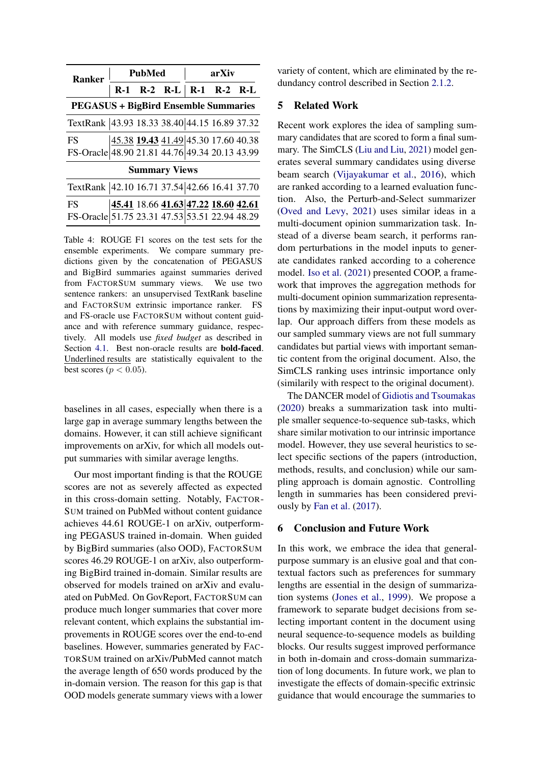| Ranker | PubMed | | | arXiv | | |
|---|---|---|---|---|---|---|
| | R-1 | R-2 | R-L | R-1 | R-2 | R-L |
| **PEGASUS + BigBird Ensemble Summaries** | | | | | | |
| TextRank | 43.93 | 18.33 | 38.40 | 44.15 | 16.89 | 37.32 |
| FS | <u>45.38</u> | <u>**19.43**</u> | <u>41.49</u> | 45.30 | 17.60 | 40.38 |
| FS-Oracle | 48.90 | 21.81 | 44.76 | 49.34 | 20.13 | 43.99 |
| **Summary Views** | | | | | | |
| TextRank | 42.10 | 16.71 | 37.54 | 42.66 | 16.41 | 37.70 |
| FS | <u>**45.41**</u> | 18.66 | <u>**41.63**</u> | <u>**47.22**</u> | <u>**18.60**</u> | <u>**42.61**</u> |
| FS-Oracle | 51.75 | 23.31 | 47.53 | 53.51 | 22.94 | 48.29 |

Table 4: ROUGE F1 scores on the test sets for the ensemble experiments. We compare summary predictions given by the concatenation of PEGASUS and BigBird summaries against summaries derived from FACTORSUM summary views. We use two sentence rankers: an unsupervised TextRank baseline and FACTORSUM extrinsic importance ranker. FS and FS-oracle use FACTORSUM without content guidance and with reference summary guidance, respectively. All models use *fixed budget* as described in Section 4.1. Best non-oracle results are **bold-faced**. <u>Underlined results</u> are statistically equivalent to the best scores ($p < 0.05$).

baselines in all cases, especially when there is a large gap in average summary lengths between the domains. However, it can still achieve significant improvements on arXiv, for which all models output summaries with similar average lengths.

Our most important finding is that the ROUGE scores are not as severely affected as expected in this cross-domain setting. Notably, FACTORSUM trained on PubMed without content guidance achieves 44.61 ROUGE-1 on arXiv, outperforming PEGASUS trained in-domain. When guided by BigBird summaries (also OOD), FACTORSUM scores 46.29 ROUGE-1 on arXiv, also outperforming BigBird trained in-domain. Similar results are observed for models trained on arXiv and evaluated on PubMed. On GovReport, FACTORSUM can produce much longer summaries that cover more relevant content, which explains the substantial improvements in ROUGE scores over the end-to-end baselines. However, summaries generated by FACTORSUM trained on arXiv/PubMed cannot match the average length of 650 words produced by the in-domain version. The reason for this gap is that OOD models generate summary views with a lower variety of content, which are eliminated by the redundancy control described in Section 2.1.2.

## 5 Related Work

Recent work explores the idea of sampling summary candidates that are scored to form a final summary. The SimCLS (Liu and Liu, 2021) model generates several summary candidates using diverse beam search (Vijayakumar et al., 2016), which are ranked according to a learned evaluation function. Also, the Perturb-and-Select summarizer (Oved and Levy, 2021) uses similar ideas in a multi-document opinion summarization task. Instead of a diverse beam search, it performs random perturbations in the model inputs to generate candidates ranked according to a coherence model. Iso et al. (2021) presented COOP, a framework that improves the aggregation methods for multi-document opinion summarization representations by maximizing their input-output word overlap. Our approach differs from these models as our sampled summary views are not full summary candidates but partial views with important semantic content from the original document. Also, the SimCLS ranking uses intrinsic importance only (similarily with respect to the original document).

The DANCER model of Gidiotis and Tsoumakas (2020) breaks a summarization task into multiple smaller sequence-to-sequence sub-tasks, which share similar motivation to our intrinsic importance model. However, they use several heuristics to select specific sections of the papers (introduction, methods, results, and conclusion) while our sampling approach is domain agnostic. Controlling length in summaries has been considered previously by Fan et al. (2017).

## 6 Conclusion and Future Work

In this work, we embrace the idea that general-purpose summary is an elusive goal and that contextual factors such as preferences for summary lengths are essential in the design of summarization systems (Jones et al., 1999). We propose a framework to separate budget decisions from selecting important content in the document using neural sequence-to-sequence models as building blocks. Our results suggest improved performance in both in-domain and cross-domain summarization of long documents. In future work, we plan to investigate the effects of domain-specific extrinsic guidance that would encourage the summaries to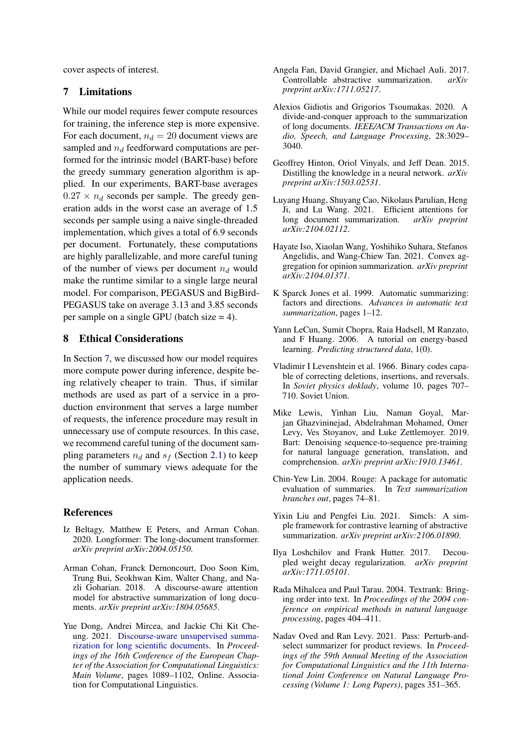cover aspects of interest.

## 7 Limitations

While our model requires fewer compute resources for training, the inference step is more expensive. For each document, $n_d = 20$ document views are sampled and $n_d$ feedforward computations are performed for the intrinsic model (BART-base) before the greedy summary generation algorithm is applied. In our experiments, BART-base averages $0.27 \times n_d$ seconds per sample. The greedy generation adds in the worst case an average of 1.5 seconds per sample using a naive single-threaded implementation, which gives a total of 6.9 seconds per document. Fortunately, these computations are highly parallelizable, and more careful tuning of the number of views per document $n_d$ would make the runtime similar to a single large neural model. For comparison, PEGASUS and BigBird-PEGASUS take on average 3.13 and 3.85 seconds per sample on a single GPU (batch size = 4).

## 8 Ethical Considerations

In Section 7, we discussed how our model requires more compute power during inference, despite being relatively cheaper to train. Thus, if similar methods are used as part of a service in a production environment that serves a large number of requests, the inference procedure may result in unnecessary use of compute resources. In this case, we recommend careful tuning of the document sampling parameters $n_d$ and $s_f$ (Section 2.1) to keep the number of summary views adequate for the application needs.

## References

Iz Beltagy, Matthew E Peters, and Arman Cohan. 2020. Longformer: The long-document transformer. *arXiv preprint arXiv:2004.05150*.

Arman Cohan, Franck Dernoncourt, Doo Soon Kim, Trung Bui, Seokhwan Kim, Walter Chang, and Nazli Goharian. 2018. A discourse-aware attention model for abstractive summarization of long documents. *arXiv preprint arXiv:1804.05685*.

Yue Dong, Andrei Mircea, and Jackie Chi Kit Cheung. 2021. Discourse-aware unsupervised summarization for long scientific documents. In *Proceedings of the 16th Conference of the European Chapter of the Association for Computational Linguistics: Main Volume*, pages 1089–1102, Online. Association for Computational Linguistics.

Angela Fan, David Grangier, and Michael Auli. 2017. Controllable abstractive summarization. *arXiv preprint arXiv:1711.05217*.

Alexios Gidiotis and Grigorios Tsoumakas. 2020. A divide-and-conquer approach to the summarization of long documents. *IEEE/ACM Transactions on Audio, Speech, and Language Processing*, 28:3029–3040.

Geoffrey Hinton, Oriol Vinyals, and Jeff Dean. 2015. Distilling the knowledge in a neural network. *arXiv preprint arXiv:1503.02531*.

Luyang Huang, Shuyang Cao, Nikolaus Parulian, Heng Ji, and Lu Wang. 2021. Efficient attentions for long document summarization. *arXiv preprint arXiv:2104.02112*.

Hayate Iso, Xiaolan Wang, Yoshihiko Suhara, Stefanos Angelidis, and Wang-Chiew Tan. 2021. Convex aggregation for opinion summarization. *arXiv preprint arXiv:2104.01371*.

K Sparck Jones et al. 1999. Automatic summarizing: factors and directions. *Advances in automatic text summarization*, pages 1–12.

Yann LeCun, Sumit Chopra, Raia Hadsell, M Ranzato, and F Huang. 2006. A tutorial on energy-based learning. *Predicting structured data*, 1(0).

Vladimir I Levenshtein et al. 1966. Binary codes capable of correcting deletions, insertions, and reversals. In *Soviet physics doklady*, volume 10, pages 707–710. Soviet Union.

Mike Lewis, Yinhan Liu, Naman Goyal, Marjan Ghazvininejad, Abdelrahman Mohamed, Omer Levy, Ves Stoyanov, and Luke Zettlemoyer. 2019. Bart: Denoising sequence-to-sequence pre-training for natural language generation, translation, and comprehension. *arXiv preprint arXiv:1910.13461*.

Chin-Yew Lin. 2004. Rouge: A package for automatic evaluation of summaries. In *Text summarization branches out*, pages 74–81.

Yixin Liu and Pengfei Liu. 2021. Simcls: A simple framework for contrastive learning of abstractive summarization. *arXiv preprint arXiv:2106.01890*.

Ilya Loshchilov and Frank Hutter. 2017. Decoupled weight decay regularization. *arXiv preprint arXiv:1711.05101*.

Rada Mihalcea and Paul Tarau. 2004. Textrank: Bringing order into text. In *Proceedings of the 2004 conference on empirical methods in natural language processing*, pages 404–411.

Nadav Oved and Ran Levy. 2021. Pass: Perturb-and-select summarizer for product reviews. In *Proceedings of the 59th Annual Meeting of the Association for Computational Linguistics and the 11th International Joint Conference on Natural Language Processing (Volume 1: Long Papers)*, pages 351–365.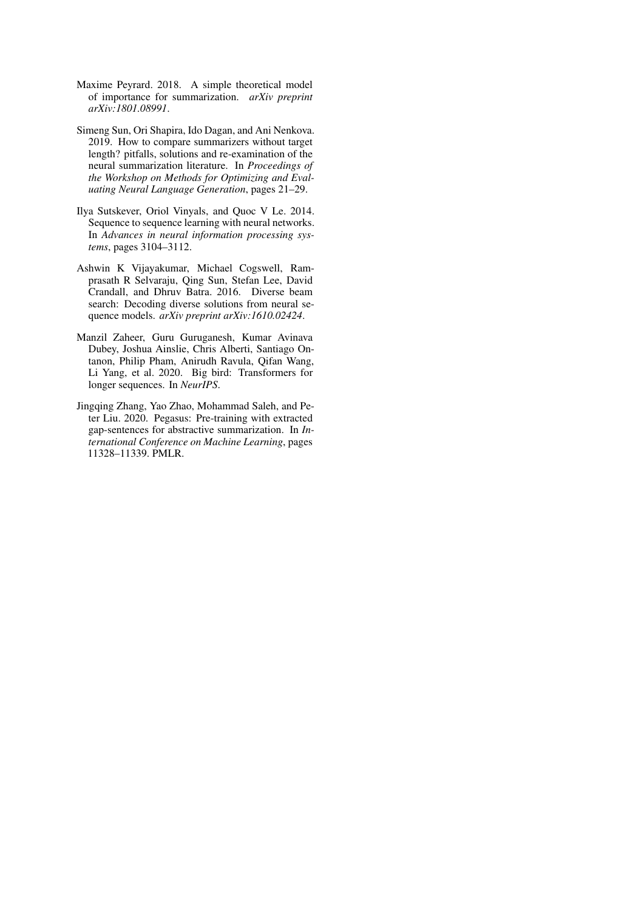Maxime Peyrard. 2018. A simple theoretical model of importance for summarization. *arXiv preprint arXiv:1801.08991*.

Simeng Sun, Ori Shapira, Ido Dagan, and Ani Nenkova. 2019. How to compare summarizers without target length? pitfalls, solutions and re-examination of the neural summarization literature. In *Proceedings of the Workshop on Methods for Optimizing and Evaluating Neural Language Generation*, pages 21–29.

Ilya Sutskever, Oriol Vinyals, and Quoc V Le. 2014. Sequence to sequence learning with neural networks. In *Advances in neural information processing systems*, pages 3104–3112.

Ashwin K Vijayakumar, Michael Cogswell, Ramprasath R Selvaraju, Qing Sun, Stefan Lee, David Crandall, and Dhruv Batra. 2016. Diverse beam search: Decoding diverse solutions from neural sequence models. *arXiv preprint arXiv:1610.02424*.

Manzil Zaheer, Guru Guruganesh, Kumar Avinava Dubey, Joshua Ainslie, Chris Alberti, Santiago Ontanon, Philip Pham, Anirudh Ravula, Qifan Wang, Li Yang, et al. 2020. Big bird: Transformers for longer sequences. In *NeurIPS*.

Jingqing Zhang, Yao Zhao, Mohammad Saleh, and Peter Liu. 2020. Pegasus: Pre-training with extracted gap-sentences for abstractive summarization. In *International Conference on Machine Learning*, pages 11328–11339. PMLR.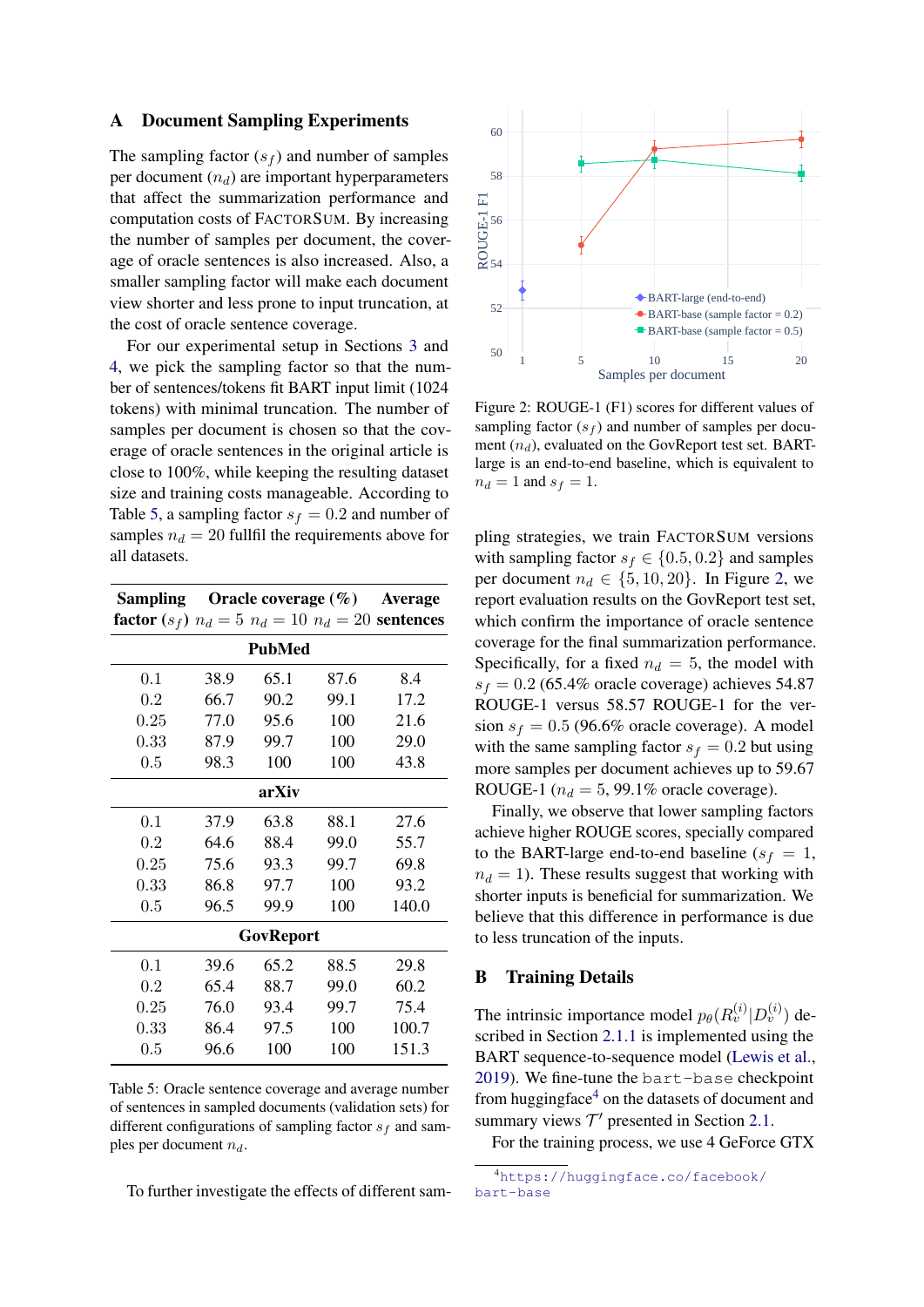## A Document Sampling Experiments

The sampling factor ($s_f$) and number of samples per document ($n_d$) are important hyperparameters that affect the summarization performance and computation costs of FACTORSUM. By increasing the number of samples per document, the coverage of oracle sentences is also increased. Also, a smaller sampling factor will make each document view shorter and less prone to input truncation, at the cost of oracle sentence coverage.

For our experimental setup in Sections 3 and 4, we pick the sampling factor so that the number of sentences/tokens fit BART input limit (1024 tokens) with minimal truncation. The number of samples per document is chosen so that the coverage of oracle sentences in the original article is close to 100%, while keeping the resulting dataset size and training costs manageable. According to Table 5, a sampling factor $s_f = 0.2$ and number of samples $n_d = 20$ fullfil the requirements above for all datasets.

| Sampling factor ($s_f$) | Oracle coverage (%) $n_d = 5$ | $n_d = 10$ | $n_d = 20$ | Average sentences |
|---|---|---|---|---|
| **PubMed** | | | | |
| 0.1 | 38.9 | 65.1 | 87.6 | 8.4 |
| 0.2 | 66.7 | 90.2 | 99.1 | 17.2 |
| 0.25 | 77.0 | 95.6 | 100 | 21.6 |
| 0.33 | 87.9 | 99.7 | 100 | 29.0 |
| 0.5 | 98.3 | 100 | 100 | 43.8 |
| **arXiv** | | | | |
| 0.1 | 37.9 | 63.8 | 88.1 | 27.6 |
| 0.2 | 64.6 | 88.4 | 99.0 | 55.7 |
| 0.25 | 75.6 | 93.3 | 99.7 | 69.8 |
| 0.33 | 86.8 | 97.7 | 100 | 93.2 |
| 0.5 | 96.5 | 99.9 | 100 | 140.0 |
| **GovReport** | | | | |
| 0.1 | 39.6 | 65.2 | 88.5 | 29.8 |
| 0.2 | 65.4 | 88.7 | 99.0 | 60.2 |
| 0.25 | 76.0 | 93.4 | 99.7 | 75.4 |
| 0.33 | 86.4 | 97.5 | 100 | 100.7 |
| 0.5 | 96.6 | 100 | 100 | 151.3 |

Table 5: Oracle sentence coverage and average number of sentences in sampled documents (validation sets) for different configurations of sampling factor $s_f$ and samples per document $n_d$.

To further investigate the effects of different sampling strategies, we train FACTORSUM versions with sampling factor $s_f \in \{0.5, 0.2\}$ and samples per document $n_d \in \{5, 10, 20\}$. In Figure 2, we report evaluation results on the GovReport test set, which confirm the importance of oracle sentence coverage for the final summarization performance. Specifically, for a fixed $n_d = 5$, the model with $s_f = 0.2$ (65.4% oracle coverage) achieves 54.87 ROUGE-1 versus 58.57 ROUGE-1 for the version $s_f = 0.5$ (96.6% oracle coverage). A model with the same sampling factor $s_f = 0.2$ but using more samples per document achieves up to 59.67 ROUGE-1 ($n_d = 5$, 99.1% oracle coverage).

Finally, we observe that lower sampling factors achieve higher ROUGE scores, specially compared to the BART-large end-to-end baseline ($s_f = 1$, $n_d = 1$). These results suggest that working with shorter inputs is beneficial for summarization. We believe that this difference in performance is due to less truncation of the inputs.

Figure 2: ROUGE-1 (F1) scores for different values of sampling factor ($s_f$) and number of samples per document ($n_d$), evaluated on the GovReport test set. BART-large is an end-to-end baseline, which is equivalent to $n_d = 1$ and $s_f = 1$.

## B Training Details

The intrinsic importance model $p_\theta(R_v^{(i)}|D_v^{(i)})$ described in Section 2.1.1 is implemented using the BART sequence-to-sequence model (Lewis et al., 2019). We fine-tune the `bart-base` checkpoint from huggingface[4] on the datasets of document and summary views $\mathcal{T}'$ presented in Section 2.1.

For the training process, we use 4 GeForce GTX

[4] https://huggingface.co/facebook/bart-base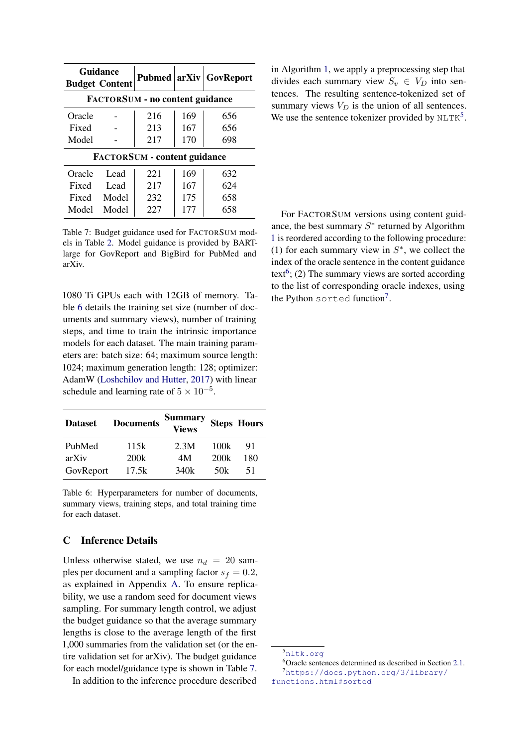| Guidance Budget | Content | Pubmed | arXiv | GovReport |
|---|---|---|---|---|
| **FACTORSUM - no content guidance** | | | | |
| Oracle | - | 216 | 169 | 656 |
| Fixed | - | 213 | 167 | 656 |
| Model | - | 217 | 170 | 698 |
| **FACTORSUM - content guidance** | | | | |
| Oracle | Lead | 221 | 169 | 632 |
| Fixed | Lead | 217 | 167 | 624 |
| Fixed | Model | 232 | 175 | 658 |
| Model | Model | 227 | 177 | 658 |

Table 7: Budget guidance used for FACTORSUM models in Table 2. Model guidance is provided by BART-large for GovReport and BigBird for PubMed and arXiv.

1080 Ti GPUs each with 12GB of memory. Table 6 details the training set size (number of documents and summary views), number of training steps, and time to train the intrinsic importance models for each dataset. The main training parameters are: batch size: 64; maximum source length: 1024; maximum generation length: 128; optimizer: AdamW (Loshchilov and Hutter, 2017) with linear schedule and learning rate of $5 \times 10^{-5}$.

| Dataset | Documents | Summary Views | Steps | Hours |
|---|---|---|---|---|
| PubMed | 115k | 2.3M | 100k | 91 |
| arXiv | 200k | 4M | 200k | 180 |
| GovReport | 17.5k | 340k | 50k | 51 |

Table 6: Hyperparameters for number of documents, summary views, training steps, and total training time for each dataset.

## C Inference Details

Unless otherwise stated, we use $n_d = 20$ samples per document and a sampling factor $s_f = 0.2$, as explained in Appendix A. To ensure replicability, we use a random seed for document views sampling. For summary length control, we adjust the budget guidance so that the average summary lengths is close to the average length of the first 1,000 summaries from the validation set (or the entire validation set for arXiv). The budget guidance for each model/guidance type is shown in Table 7.

In addition to the inference procedure described in Algorithm 1, we apply a preprocessing step that divides each summary view $S_v \in V_D$ into sentences. The resulting sentence-tokenized set of summary views $V_D$ is the union of all sentences. We use the sentence tokenizer provided by NLTK[5].

For FACTORSUM versions using content guidance, the best summary $S^*$ returned by Algorithm 1 is reordered according to the following procedure: (1) for each summary view in $S^*$, we collect the index of the oracle sentence in the content guidance text[6]; (2) The summary views are sorted according to the list of corresponding oracle indexes, using the Python `sorted` function[7].

[5] nltk.org

[6] Oracle sentences determined as described in Section 2.1.

[7] https://docs.python.org/3/library/functions.html#sorted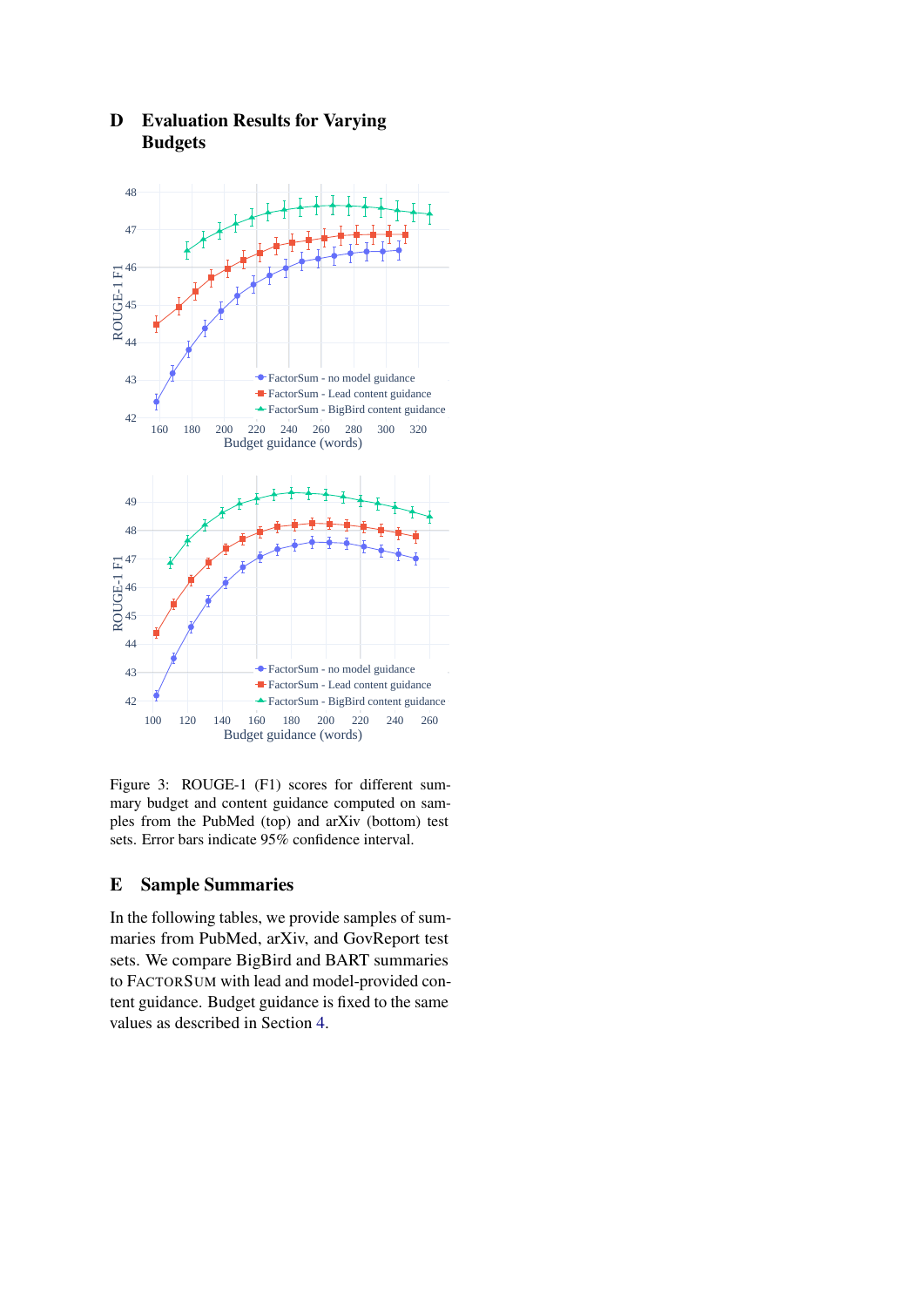## D Evaluation Results for Varying Budgets

Figure 3: ROUGE-1 (F1) scores for different summary budget and content guidance computed on samples from the PubMed (top) and arXiv (bottom) test sets. Error bars indicate 95% confidence interval.

## E Sample Summaries

In the following tables, we provide samples of summaries from PubMed, arXiv, and GovReport test sets. We compare BigBird and BART summaries to FACTORSUM with lead and model-provided content guidance. Budget guidance is fixed to the same values as described in Section 4.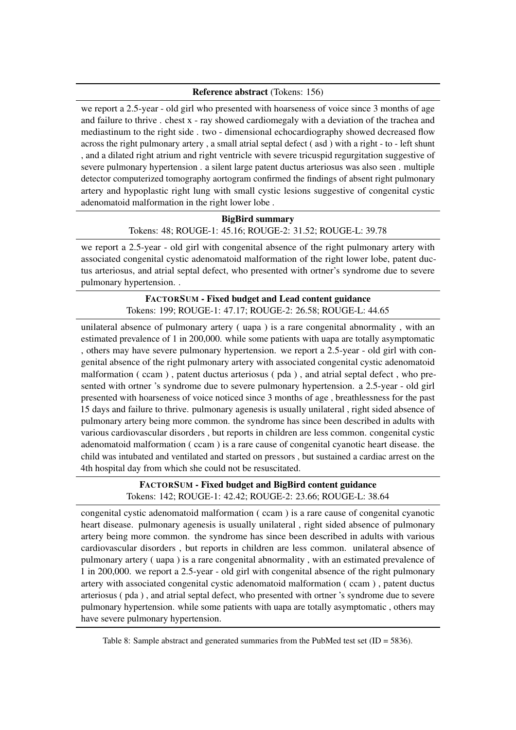| **Reference abstract** (Tokens: 156) |
|---|
| we report a 2.5-year - old girl who presented with hoarseness of voice since 3 months of age and failure to thrive . chest x - ray showed cardiomegaly with a deviation of the trachea and mediastinum to the right side . two - dimensional echocardiography showed decreased flow across the right pulmonary artery , a small atrial septal defect ( asd ) with a right - to - left shunt , and a dilated right atrium and right ventricle with severe tricuspid regurgitation suggestive of severe pulmonary hypertension . a silent large patent ductus arteriosus was also seen . multiple detector computerized tomography aortogram confirmed the findings of absent right pulmonary artery and hypoplastic right lung with small cystic lesions suggestive of congenital cystic adenomatoid malformation in the right lower lobe . |
| **BigBird summary**<br>Tokens: 48; ROUGE-1: 45.16; ROUGE-2: 31.52; ROUGE-L: 39.78 |
| we report a 2.5-year - old girl with congenital absence of the right pulmonary artery with associated congenital cystic adenomatoid malformation of the right lower lobe, patent ductus arteriosus, and atrial septal defect, who presented with ortner's syndrome due to severe pulmonary hypertension. . |
| **FACTORSUM - Fixed budget and Lead content guidance**<br>Tokens: 199; ROUGE-1: 47.17; ROUGE-2: 26.58; ROUGE-L: 44.65 |
| unilateral absence of pulmonary artery ( uapa ) is a rare congenital abnormality , with an estimated prevalence of 1 in 200,000. while some patients with uapa are totally asymptomatic , others may have severe pulmonary hypertension. we report a 2.5-year - old girl with congenital absence of the right pulmonary artery with associated congenital cystic adenomatoid malformation ( ccam ) , patent ductus arteriosus ( pda ) , and atrial septal defect , who presented with ortner 's syndrome due to severe pulmonary hypertension. a 2.5-year - old girl presented with hoarseness of voice noticed since 3 months of age , breathlessness for the past 15 days and failure to thrive. pulmonary agenesis is usually unilateral , right sided absence of pulmonary artery being more common. the syndrome has since been described in adults with various cardiovascular disorders , but reports in children are less common. congenital cystic adenomatoid malformation ( ccam ) is a rare cause of congenital cyanotic heart disease. the child was intubated and ventilated and started on pressors , but sustained a cardiac arrest on the 4th hospital day from which she could not be resuscitated. |
| **FACTORSUM - Fixed budget and BigBird content guidance**<br>Tokens: 142; ROUGE-1: 42.42; ROUGE-2: 23.66; ROUGE-L: 38.64 |
| congenital cystic adenomatoid malformation ( ccam ) is a rare cause of congenital cyanotic heart disease. pulmonary agenesis is usually unilateral , right sided absence of pulmonary artery being more common. the syndrome has since been described in adults with various cardiovascular disorders , but reports in children are less common. unilateral absence of pulmonary artery ( uapa ) is a rare congenital abnormality , with an estimated prevalence of 1 in 200,000. we report a 2.5-year - old girl with congenital absence of the right pulmonary artery with associated congenital cystic adenomatoid malformation ( ccam ) , patent ductus arteriosus ( pda ) , and atrial septal defect, who presented with ortner 's syndrome due to severe pulmonary hypertension. while some patients with uapa are totally asymptomatic , others may have severe pulmonary hypertension. |

Table 8: Sample abstract and generated summaries from the PubMed test set (ID = 5836).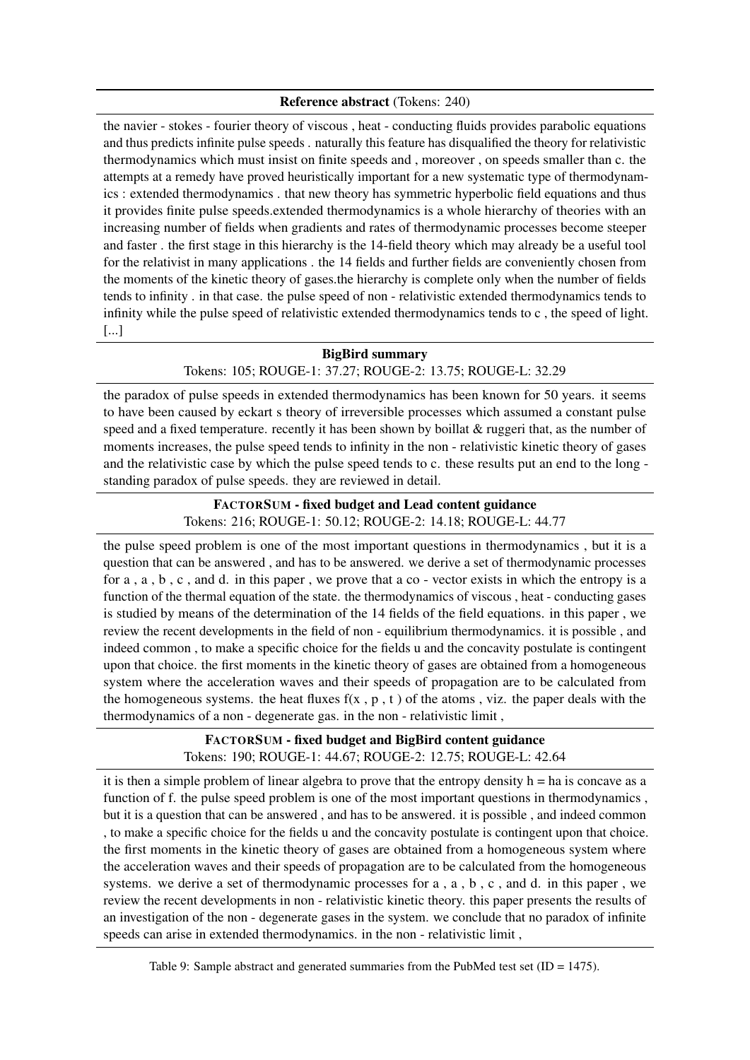**Reference abstract** (Tokens: 240)

the navier - stokes - fourier theory of viscous , heat - conducting fluids provides parabolic equations and thus predicts infinite pulse speeds . naturally this feature has disqualified the theory for relativistic thermodynamics which must insist on finite speeds and , moreover , on speeds smaller than c. the attempts at a remedy have proved heuristically important for a new systematic type of thermodynamics : extended thermodynamics . that new theory has symmetric hyperbolic field equations and thus it provides finite pulse speeds.extended thermodynamics is a whole hierarchy of theories with an increasing number of fields when gradients and rates of thermodynamic processes become steeper and faster . the first stage in this hierarchy is the 14-field theory which may already be a useful tool for the relativist in many applications . the 14 fields and further fields are conveniently chosen from the moments of the kinetic theory of gases.the hierarchy is complete only when the number of fields tends to infinity . in that case. the pulse speed of non - relativistic extended thermodynamics tends to infinity while the pulse speed of relativistic extended thermodynamics tends to c , the speed of light. [...]

**BigBird summary**

Tokens: 105; ROUGE-1: 37.27; ROUGE-2: 13.75; ROUGE-L: 32.29

the paradox of pulse speeds in extended thermodynamics has been known for 50 years. it seems to have been caused by eckart s theory of irreversible processes which assumed a constant pulse speed and a fixed temperature. recently it has been shown by boillat & ruggeri that, as the number of moments increases, the pulse speed tends to infinity in the non - relativistic kinetic theory of gases and the relativistic case by which the pulse speed tends to c. these results put an end to the long - standing paradox of pulse speeds. they are reviewed in detail.

**FACTORSUM - fixed budget and Lead content guidance**

Tokens: 216; ROUGE-1: 50.12; ROUGE-2: 14.18; ROUGE-L: 44.77

the pulse speed problem is one of the most important questions in thermodynamics , but it is a question that can be answered , and has to be answered. we derive a set of thermodynamic processes for a , a , b , c , and d. in this paper , we prove that a co - vector exists in which the entropy is a function of the thermal equation of the state. the thermodynamics of viscous , heat - conducting gases is studied by means of the determination of the 14 fields of the field equations. in this paper , we review the recent developments in the field of non - equilibrium thermodynamics. it is possible , and indeed common , to make a specific choice for the fields u and the concavity postulate is contingent upon that choice. the first moments in the kinetic theory of gases are obtained from a homogeneous system where the acceleration waves and their speeds of propagation are to be calculated from the homogeneous systems. the heat fluxes f(x , p , t ) of the atoms , viz. the paper deals with the thermodynamics of a non - degenerate gas. in the non - relativistic limit ,

**FACTORSUM - fixed budget and BigBird content guidance**

Tokens: 190; ROUGE-1: 44.67; ROUGE-2: 12.75; ROUGE-L: 42.64

it is then a simple problem of linear algebra to prove that the entropy density h = ha is concave as a function of f. the pulse speed problem is one of the most important questions in thermodynamics , but it is a question that can be answered , and has to be answered. it is possible , and indeed common , to make a specific choice for the fields u and the concavity postulate is contingent upon that choice. the first moments in the kinetic theory of gases are obtained from a homogeneous system where the acceleration waves and their speeds of propagation are to be calculated from the homogeneous systems. we derive a set of thermodynamic processes for a , a , b , c , and d. in this paper , we review the recent developments in non - relativistic kinetic theory. this paper presents the results of an investigation of the non - degenerate gases in the system. we conclude that no paradox of infinite speeds can arise in extended thermodynamics. in the non - relativistic limit ,

Table 9: Sample abstract and generated summaries from the PubMed test set (ID = 1475).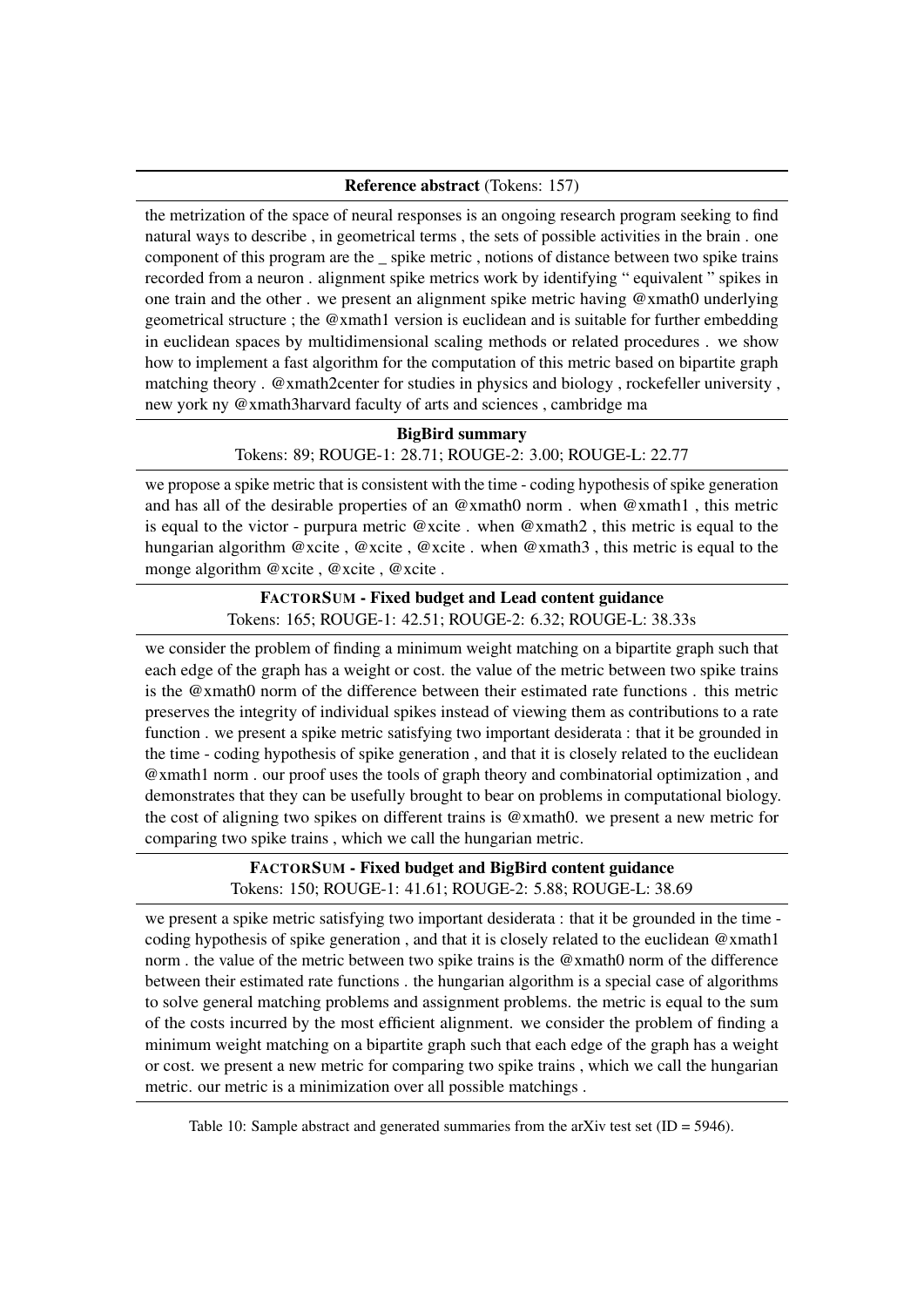**Reference abstract** (Tokens: 157)

the metrization of the space of neural responses is an ongoing research program seeking to find natural ways to describe , in geometrical terms , the sets of possible activities in the brain . one component of this program are the _ spike metric , notions of distance between two spike trains recorded from a neuron . alignment spike metrics work by identifying " equivalent " spikes in one train and the other . we present an alignment spike metric having @xmath0 underlying geometrical structure ; the @xmath1 version is euclidean and is suitable for further embedding in euclidean spaces by multidimensional scaling methods or related procedures . we show how to implement a fast algorithm for the computation of this metric based on bipartite graph matching theory . @xmath2center for studies in physics and biology , rockefeller university , new york ny @xmath3harvard faculty of arts and sciences , cambridge ma

**BigBird summary**

Tokens: 89; ROUGE-1: 28.71; ROUGE-2: 3.00; ROUGE-L: 22.77

we propose a spike metric that is consistent with the time - coding hypothesis of spike generation and has all of the desirable properties of an @xmath0 norm . when @xmath1 , this metric is equal to the victor - purpura metric @xcite . when @xmath2 , this metric is equal to the hungarian algorithm @xcite , @xcite , @xcite . when @xmath3 , this metric is equal to the monge algorithm @xcite , @xcite , @xcite .

**FactorSum - Fixed budget and Lead content guidance**

Tokens: 165; ROUGE-1: 42.51; ROUGE-2: 6.32; ROUGE-L: 38.33s

we consider the problem of finding a minimum weight matching on a bipartite graph such that each edge of the graph has a weight or cost. the value of the metric between two spike trains is the @xmath0 norm of the difference between their estimated rate functions . this metric preserves the integrity of individual spikes instead of viewing them as contributions to a rate function . we present a spike metric satisfying two important desiderata : that it be grounded in the time - coding hypothesis of spike generation , and that it is closely related to the euclidean @xmath1 norm . our proof uses the tools of graph theory and combinatorial optimization , and demonstrates that they can be usefully brought to bear on problems in computational biology. the cost of aligning two spikes on different trains is @xmath0. we present a new metric for comparing two spike trains , which we call the hungarian metric.

**FactorSum - Fixed budget and BigBird content guidance**

Tokens: 150; ROUGE-1: 41.61; ROUGE-2: 5.88; ROUGE-L: 38.69

we present a spike metric satisfying two important desiderata : that it be grounded in the time - coding hypothesis of spike generation , and that it is closely related to the euclidean @xmath1 norm . the value of the metric between two spike trains is the @xmath0 norm of the difference between their estimated rate functions . the hungarian algorithm is a special case of algorithms to solve general matching problems and assignment problems. the metric is equal to the sum of the costs incurred by the most efficient alignment. we consider the problem of finding a minimum weight matching on a bipartite graph such that each edge of the graph has a weight or cost. we present a new metric for comparing two spike trains , which we call the hungarian metric. our metric is a minimization over all possible matchings .

Table 10: Sample abstract and generated summaries from the arXiv test set (ID = 5946).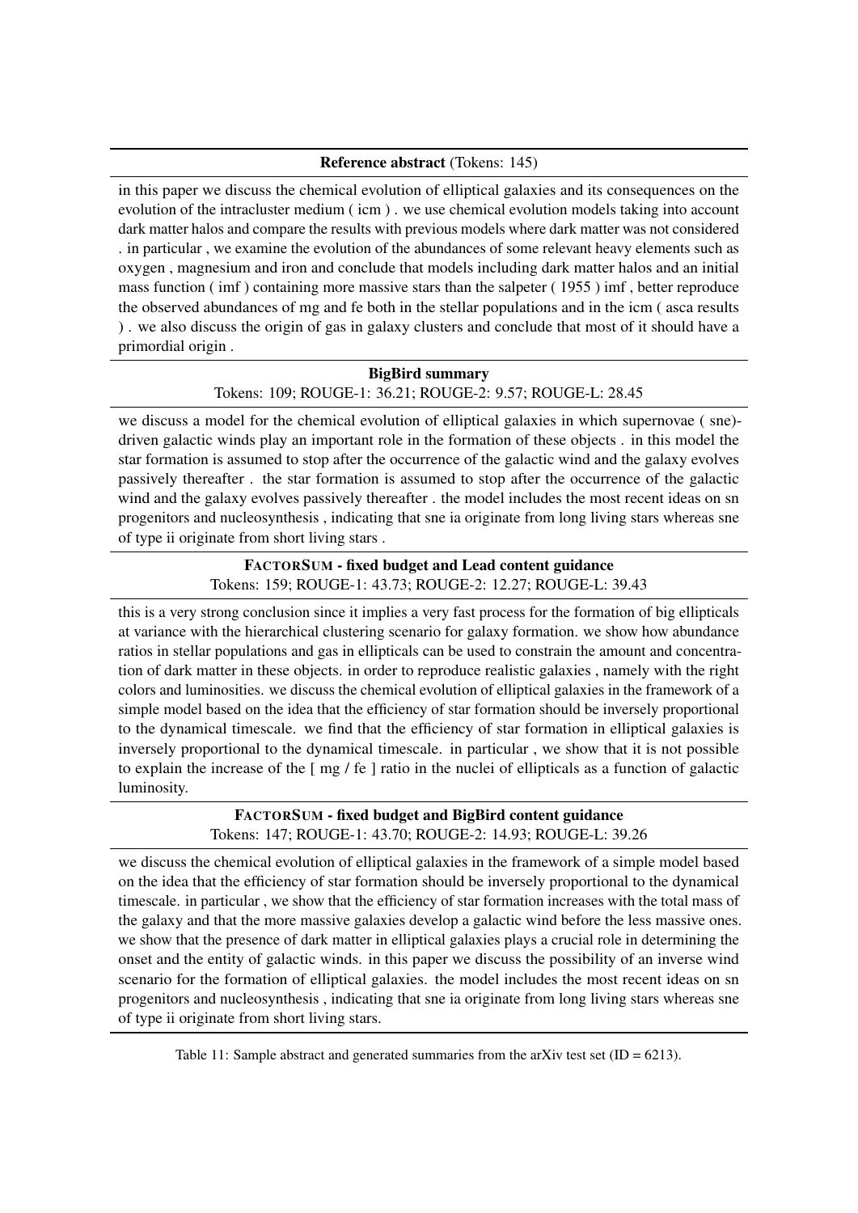| **Reference abstract** (Tokens: 145) |
| --- |
| in this paper we discuss the chemical evolution of elliptical galaxies and its consequences on the evolution of the intracluster medium ( icm ) . we use chemical evolution models taking into account dark matter halos and compare the results with previous models where dark matter was not considered . in particular , we examine the evolution of the abundances of some relevant heavy elements such as oxygen , magnesium and iron and conclude that models including dark matter halos and an initial mass function ( imf ) containing more massive stars than the salpeter ( 1955 ) imf , better reproduce the observed abundances of mg and fe both in the stellar populations and in the icm ( asca results ) . we also discuss the origin of gas in galaxy clusters and conclude that most of it should have a primordial origin . |
| **BigBird summary**<br>Tokens: 109; ROUGE-1: 36.21; ROUGE-2: 9.57; ROUGE-L: 28.45 |
| we discuss a model for the chemical evolution of elliptical galaxies in which supernovae ( sne)-driven galactic winds play an important role in the formation of these objects . in this model the star formation is assumed to stop after the occurrence of the galactic wind and the galaxy evolves passively thereafter . the star formation is assumed to stop after the occurrence of the galactic wind and the galaxy evolves passively thereafter . the model includes the most recent ideas on sn progenitors and nucleosynthesis , indicating that sne ia originate from long living stars whereas sne of type ii originate from short living stars . |
| **FACTORSUM - fixed budget and Lead content guidance**<br>Tokens: 159; ROUGE-1: 43.73; ROUGE-2: 12.27; ROUGE-L: 39.43 |
| this is a very strong conclusion since it implies a very fast process for the formation of big ellipticals at variance with the hierarchical clustering scenario for galaxy formation. we show how abundance ratios in stellar populations and gas in ellipticals can be used to constrain the amount and concentration of dark matter in these objects. in order to reproduce realistic galaxies , namely with the right colors and luminosities. we discuss the chemical evolution of elliptical galaxies in the framework of a simple model based on the idea that the efficiency of star formation should be inversely proportional to the dynamical timescale. we find that the efficiency of star formation in elliptical galaxies is inversely proportional to the dynamical timescale. in particular , we show that it is not possible to explain the increase of the [ mg / fe ] ratio in the nuclei of ellipticals as a function of galactic luminosity. |
| **FACTORSUM - fixed budget and BigBird content guidance**<br>Tokens: 147; ROUGE-1: 43.70; ROUGE-2: 14.93; ROUGE-L: 39.26 |
| we discuss the chemical evolution of elliptical galaxies in the framework of a simple model based on the idea that the efficiency of star formation should be inversely proportional to the dynamical timescale. in particular , we show that the efficiency of star formation increases with the total mass of the galaxy and that the more massive galaxies develop a galactic wind before the less massive ones. we show that the presence of dark matter in elliptical galaxies plays a crucial role in determining the onset and the entity of galactic winds. in this paper we discuss the possibility of an inverse wind scenario for the formation of elliptical galaxies. the model includes the most recent ideas on sn progenitors and nucleosynthesis , indicating that sne ia originate from long living stars whereas sne of type ii originate from short living stars. |

Table 11: Sample abstract and generated summaries from the arXiv test set (ID = 6213).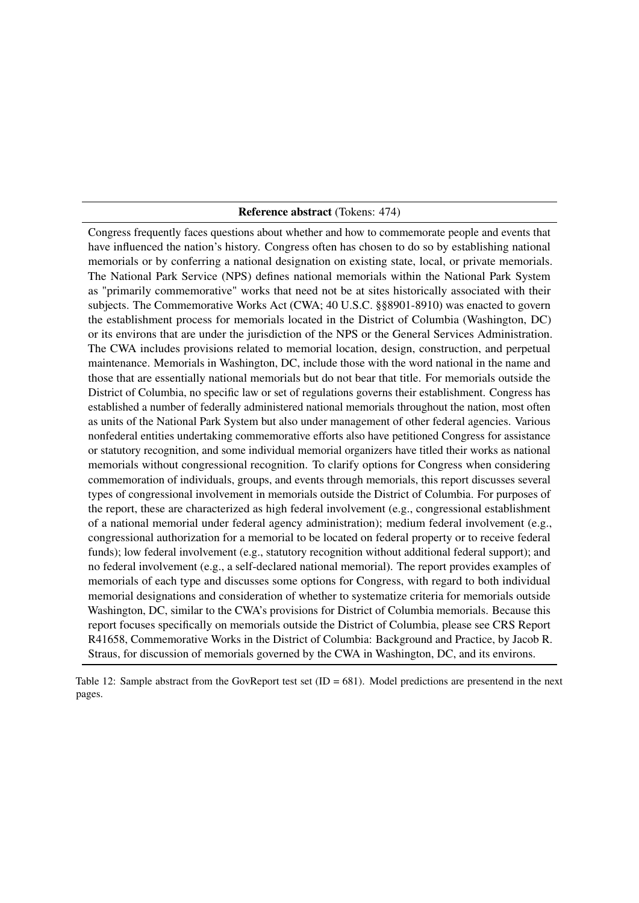| **Reference abstract** (Tokens: 474) |
|---|
| Congress frequently faces questions about whether and how to commemorate people and events that have influenced the nation's history. Congress often has chosen to do so by establishing national memorials or by conferring a national designation on existing state, local, or private memorials. The National Park Service (NPS) defines national memorials within the National Park System as "primarily commemorative" works that need not be at sites historically associated with their subjects. The Commemorative Works Act (CWA; 40 U.S.C. §§8901-8910) was enacted to govern the establishment process for memorials located in the District of Columbia (Washington, DC) or its environs that are under the jurisdiction of the NPS or the General Services Administration. The CWA includes provisions related to memorial location, design, construction, and perpetual maintenance. Memorials in Washington, DC, include those with the word national in the name and those that are essentially national memorials but do not bear that title. For memorials outside the District of Columbia, no specific law or set of regulations governs their establishment. Congress has established a number of federally administered national memorials throughout the nation, most often as units of the National Park System but also under management of other federal agencies. Various nonfederal entities undertaking commemorative efforts also have petitioned Congress for assistance or statutory recognition, and some individual memorial organizers have titled their works as national memorials without congressional recognition. To clarify options for Congress when considering commemoration of individuals, groups, and events through memorials, this report discusses several types of congressional involvement in memorials outside the District of Columbia. For purposes of the report, these are characterized as high federal involvement (e.g., congressional establishment of a national memorial under federal agency administration); medium federal involvement (e.g., congressional authorization for a memorial to be located on federal property or to receive federal funds); low federal involvement (e.g., statutory recognition without additional federal support); and no federal involvement (e.g., a self-declared national memorial). The report provides examples of memorials of each type and discusses some options for Congress, with regard to both individual memorial designations and consideration of whether to systematize criteria for memorials outside Washington, DC, similar to the CWA's provisions for District of Columbia memorials. Because this report focuses specifically on memorials outside the District of Columbia, please see CRS Report R41658, Commemorative Works in the District of Columbia: Background and Practice, by Jacob R. Straus, for discussion of memorials governed by the CWA in Washington, DC, and its environs. |

Table 12: Sample abstract from the GovReport test set (ID = 681). Model predictions are presentend in the next pages.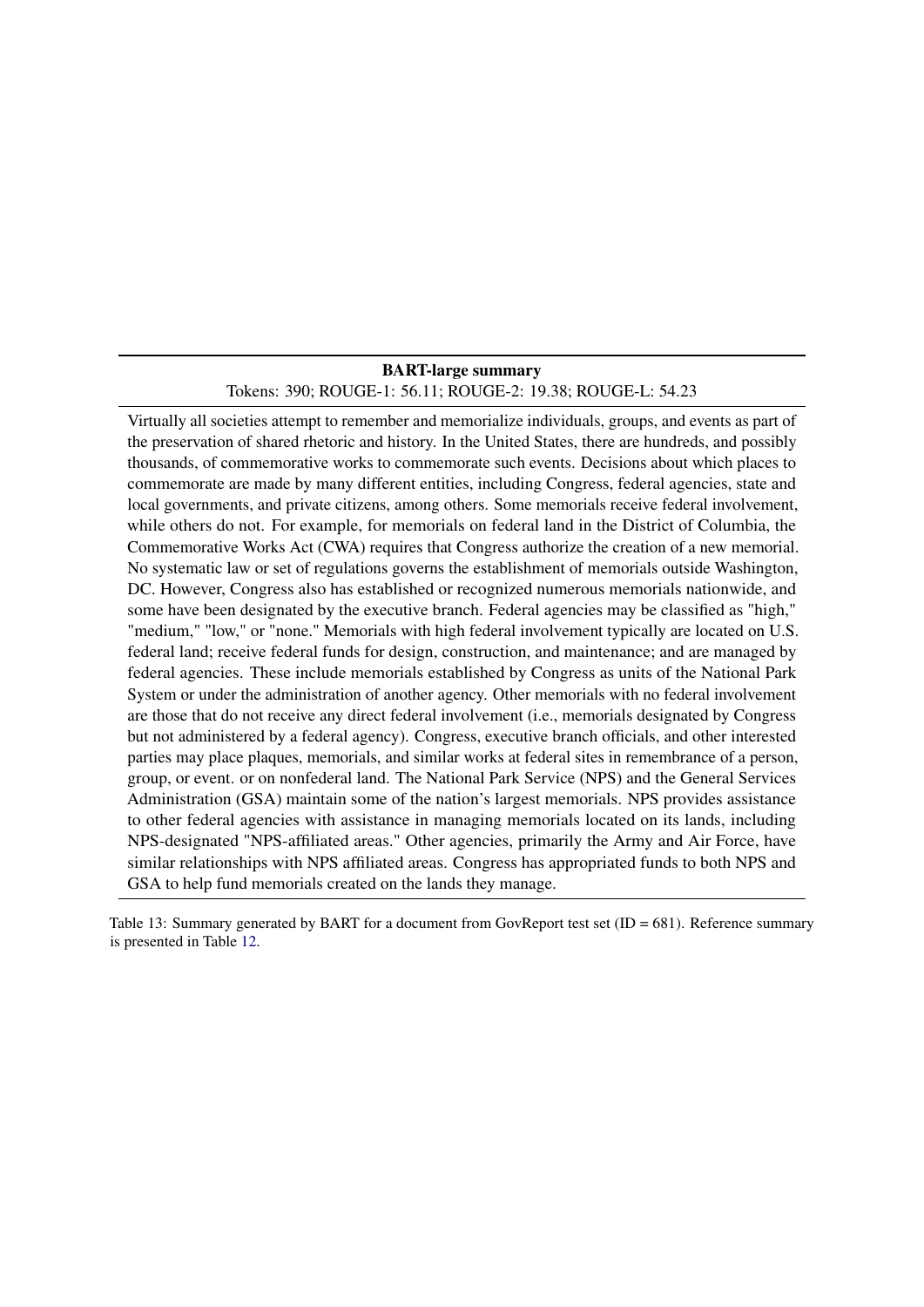| **BART-large summary** |
|---|
| Tokens: 390; ROUGE-1: 56.11; ROUGE-2: 19.38; ROUGE-L: 54.23 |
| Virtually all societies attempt to remember and memorialize individuals, groups, and events as part of the preservation of shared rhetoric and history. In the United States, there are hundreds, and possibly thousands, of commemorative works to commemorate such events. Decisions about which places to commemorate are made by many different entities, including Congress, federal agencies, state and local governments, and private citizens, among others. Some memorials receive federal involvement, while others do not. For example, for memorials on federal land in the District of Columbia, the Commemorative Works Act (CWA) requires that Congress authorize the creation of a new memorial. No systematic law or set of regulations governs the establishment of memorials outside Washington, DC. However, Congress also has established or recognized numerous memorials nationwide, and some have been designated by the executive branch. Federal agencies may be classified as "high," "medium," "low," or "none." Memorials with high federal involvement typically are located on U.S. federal land; receive federal funds for design, construction, and maintenance; and are managed by federal agencies. These include memorials established by Congress as units of the National Park System or under the administration of another agency. Other memorials with no federal involvement are those that do not receive any direct federal involvement (i.e., memorials designated by Congress but not administered by a federal agency). Congress, executive branch officials, and other interested parties may place plaques, memorials, and similar works at federal sites in remembrance of a person, group, or event. or on nonfederal land. The National Park Service (NPS) and the General Services Administration (GSA) maintain some of the nation's largest memorials. NPS provides assistance to other federal agencies with assistance in managing memorials located on its lands, including NPS-designated "NPS-affiliated areas." Other agencies, primarily the Army and Air Force, have similar relationships with NPS affiliated areas. Congress has appropriated funds to both NPS and GSA to help fund memorials created on the lands they manage. |

Table 13: Summary generated by BART for a document from GovReport test set (ID = 681). Reference summary is presented in Table 12.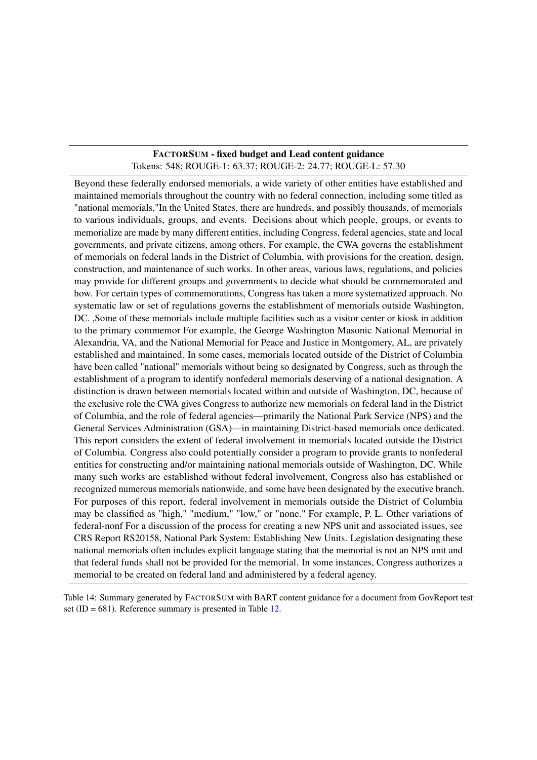| FactorSum - fixed budget and Lead content guidance |
|---|
| Tokens: 548; ROUGE-1: 63.37; ROUGE-2: 24.77; ROUGE-L: 57.30 |
| Beyond these federally endorsed memorials, a wide variety of other entities have established and maintained memorials throughout the country with no federal connection, including some titled as "national memorials,"In the United States, there are hundreds, and possibly thousands, of memorials to various individuals, groups, and events. Decisions about which people, groups, or events to memorialize are made by many different entities, including Congress, federal agencies, state and local governments, and private citizens, among others. For example, the CWA governs the establishment of memorials on federal lands in the District of Columbia, with provisions for the creation, design, construction, and maintenance of such works. In other areas, various laws, regulations, and policies may provide for different groups and governments to decide what should be commemorated and how. For certain types of commemorations, Congress has taken a more systematized approach. No systematic law or set of regulations governs the establishment of memorials outside Washington, DC. ,Some of these memorials include multiple facilities such as a visitor center or kiosk in addition to the primary commemor For example, the George Washington Masonic National Memorial in Alexandria, VA, and the National Memorial for Peace and Justice in Montgomery, AL, are privately established and maintained. In some cases, memorials located outside of the District of Columbia have been called "national" memorials without being so designated by Congress, such as through the establishment of a program to identify nonfederal memorials deserving of a national designation. A distinction is drawn between memorials located within and outside of Washington, DC, because of the exclusive role the CWA gives Congress to authorize new memorials on federal land in the District of Columbia, and the role of federal agencies—primarily the National Park Service (NPS) and the General Services Administration (GSA)—in maintaining District-based memorials once dedicated. This report considers the extent of federal involvement in memorials located outside the District of Columbia. Congress also could potentially consider a program to provide grants to nonfederal entities for constructing and/or maintaining national memorials outside of Washington, DC. While many such works are established without federal involvement, Congress also has established or recognized numerous memorials nationwide, and some have been designated by the executive branch. For purposes of this report, federal involvement in memorials outside the District of Columbia may be classified as "high," "medium," "low," or "none." For example, P. L. Other variations of federal-nonf For a discussion of the process for creating a new NPS unit and associated issues, see CRS Report RS20158, National Park System: Establishing New Units. Legislation designating these national memorials often includes explicit language stating that the memorial is not an NPS unit and that federal funds shall not be provided for the memorial. In some instances, Congress authorizes a memorial to be created on federal land and administered by a federal agency. |

Table 14: Summary generated by FactorSum with BART content guidance for a document from GovReport test set (ID = 681). Reference summary is presented in Table 12.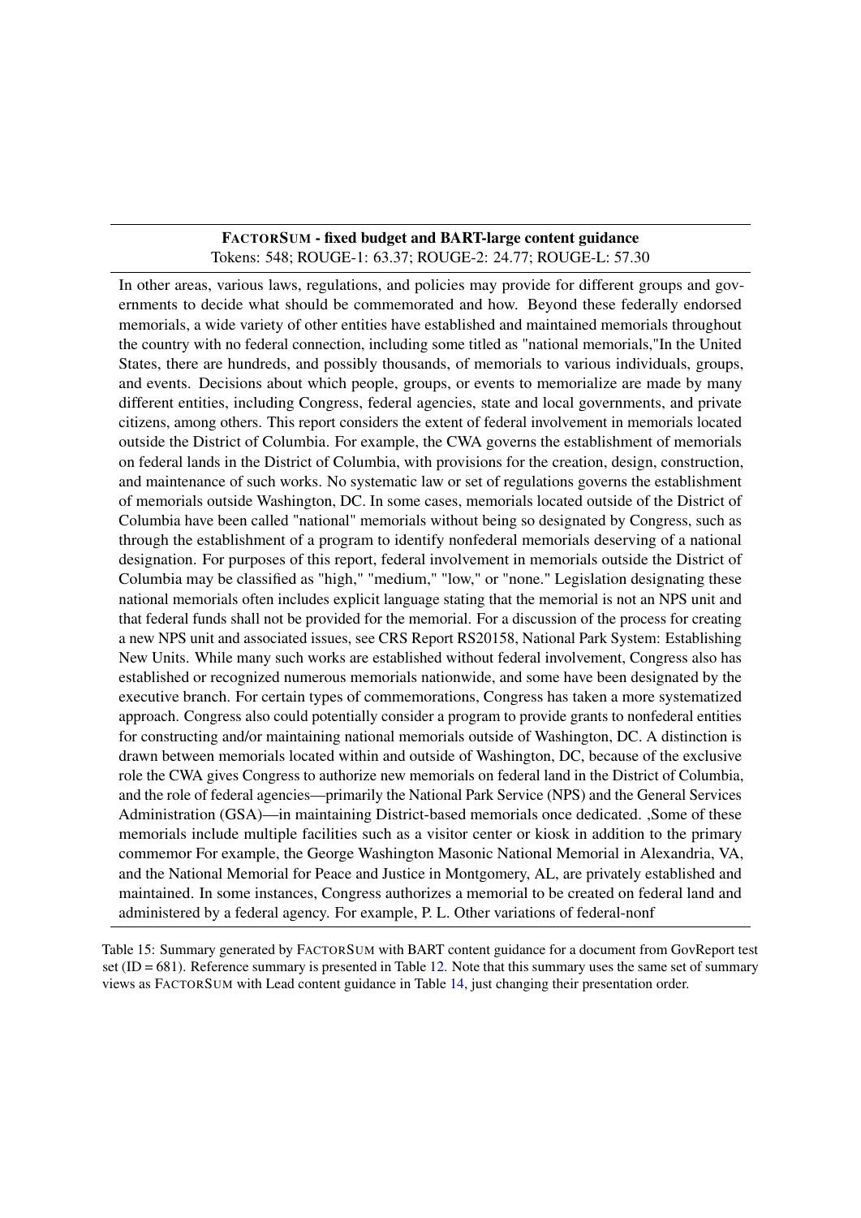**FactorSum - fixed budget and BART-large content guidance**
Tokens: 548; ROUGE-1: 63.37; ROUGE-2: 24.77; ROUGE-L: 57.30

In other areas, various laws, regulations, and policies may provide for different groups and governments to decide what should be commemorated and how. Beyond these federally endorsed memorials, a wide variety of other entities have established and maintained memorials throughout the country with no federal connection, including some titled as "national memorials,"In the United States, there are hundreds, and possibly thousands, of memorials to various individuals, groups, and events. Decisions about which people, groups, or events to memorialize are made by many different entities, including Congress, federal agencies, state and local governments, and private citizens, among others. This report considers the extent of federal involvement in memorials located outside the District of Columbia. For example, the CWA governs the establishment of memorials on federal lands in the District of Columbia, with provisions for the creation, design, construction, and maintenance of such works. No systematic law or set of regulations governs the establishment of memorials outside Washington, DC. In some cases, memorials located outside of the District of Columbia have been called "national" memorials without being so designated by Congress, such as through the establishment of a program to identify nonfederal memorials deserving of a national designation. For purposes of this report, federal involvement in memorials outside the District of Columbia may be classified as "high," "medium," "low," or "none." Legislation designating these national memorials often includes explicit language stating that the memorial is not an NPS unit and that federal funds shall not be provided for the memorial. For a discussion of the process for creating a new NPS unit and associated issues, see CRS Report RS20158, National Park System: Establishing New Units. While many such works are established without federal involvement, Congress also has established or recognized numerous memorials nationwide, and some have been designated by the executive branch. For certain types of commemorations, Congress has taken a more systematized approach. Congress also could potentially consider a program to provide grants to nonfederal entities for constructing and/or maintaining national memorials outside of Washington, DC. A distinction is drawn between memorials located within and outside of Washington, DC, because of the exclusive role the CWA gives Congress to authorize new memorials on federal land in the District of Columbia, and the role of federal agencies—primarily the National Park Service (NPS) and the General Services Administration (GSA)—in maintaining District-based memorials once dedicated. ,Some of these memorials include multiple facilities such as a visitor center or kiosk in addition to the primary commemor For example, the George Washington Masonic National Memorial in Alexandria, VA, and the National Memorial for Peace and Justice in Montgomery, AL, are privately established and maintained. In some instances, Congress authorizes a memorial to be created on federal land and administered by a federal agency. For example, P. L. Other variations of federal-nonf

Table 15: Summary generated by FactorSum with BART content guidance for a document from GovReport test set (ID = 681). Reference summary is presented in Table 12. Note that this summary uses the same set of summary views as FactorSum with Lead content guidance in Table 14, just changing their presentation order.